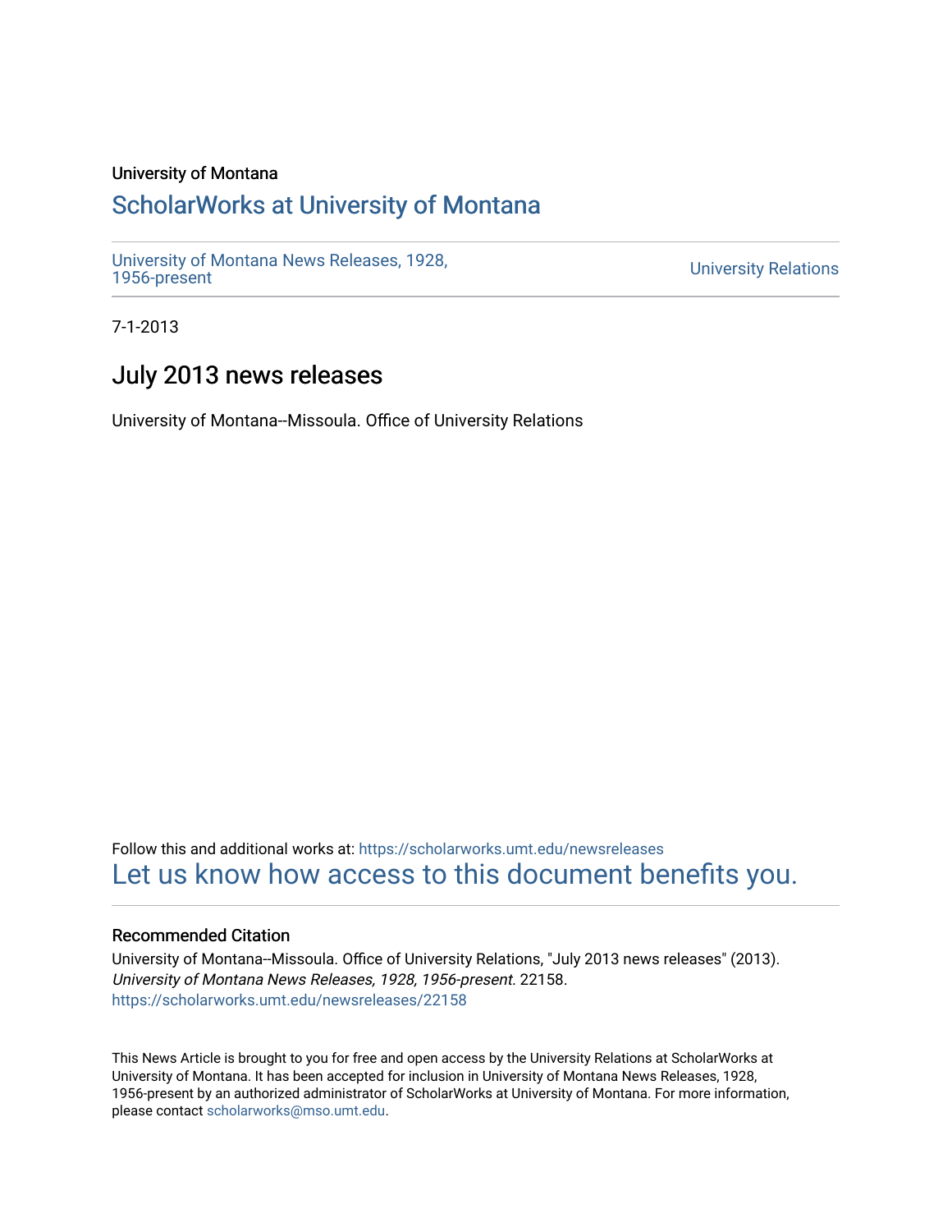University of Montana

# ScholarWorks at University of Montana

University of Montana News Releases, 1928, 1956-present

University Relations

7-1-2013

## July 2013 news releases

University of Montana--Missoula. Office of University Relations

Follow this and additional works at: https://scholarworks.umt.edu/newsreleases

Let us know how access to this document benefits you.

### Recommended Citation

University of Montana--Missoula. Office of University Relations, "July 2013 news releases" (2013). *University of Montana News Releases, 1928, 1956-present*. 22158.
https://scholarworks.umt.edu/newsreleases/22158

This News Article is brought to you for free and open access by the University Relations at ScholarWorks at University of Montana. It has been accepted for inclusion in University of Montana News Releases, 1928, 1956-present by an authorized administrator of ScholarWorks at University of Montana. For more information, please contact scholarworks@mso.umt.edu.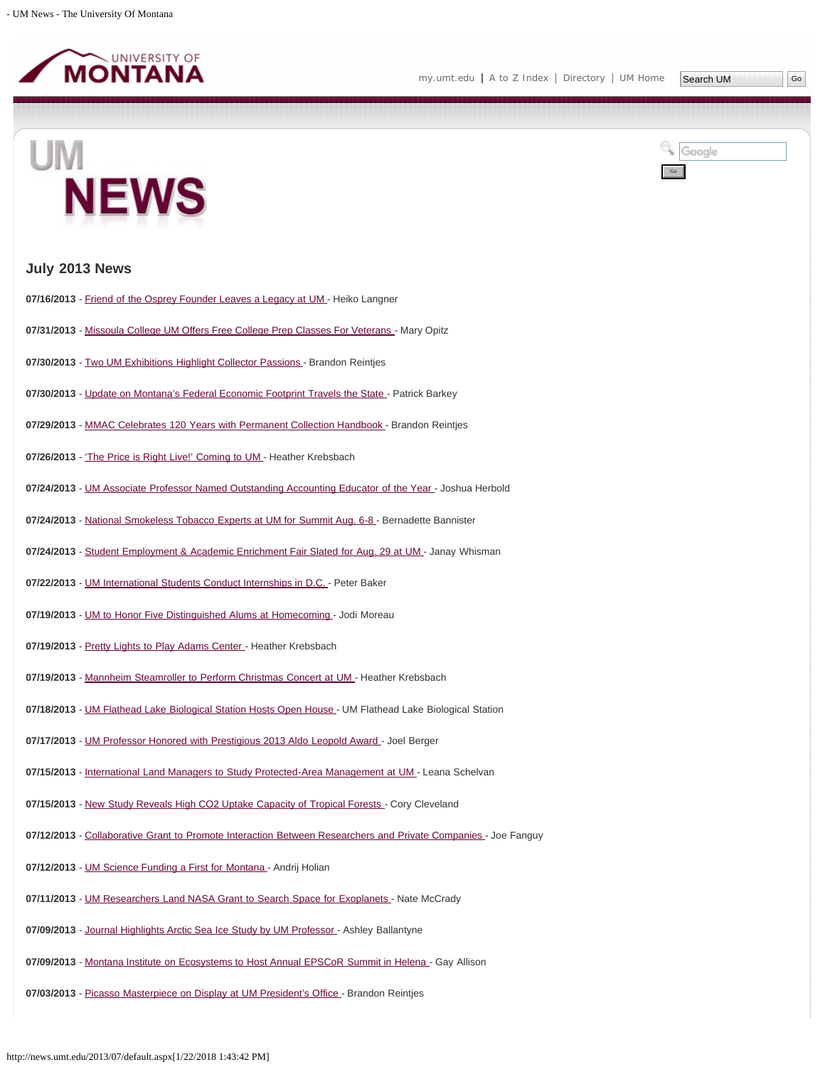## July 2013 News

**07/16/2013** - Friend of the Osprey Founder Leaves a Legacy at UM - Heiko Langner

**07/31/2013** - Missoula College UM Offers Free College Prep Classes For Veterans - Mary Opitz

**07/30/2013** - Two UM Exhibitions Highlight Collector Passions - Brandon Reintjes

**07/30/2013** - Update on Montana's Federal Economic Footprint Travels the State - Patrick Barkey

**07/29/2013** - MMAC Celebrates 120 Years with Permanent Collection Handbook - Brandon Reintjes

**07/26/2013** - 'The Price is Right Live!' Coming to UM - Heather Krebsbach

**07/24/2013** - UM Associate Professor Named Outstanding Accounting Educator of the Year - Joshua Herbold

**07/24/2013** - National Smokeless Tobacco Experts at UM for Summit Aug. 6-8 - Bernadette Bannister

**07/24/2013** - Student Employment & Academic Enrichment Fair Slated for Aug. 29 at UM - Janay Whisman

**07/22/2013** - UM International Students Conduct Internships in D.C. - Peter Baker

**07/19/2013** - UM to Honor Five Distinguished Alums at Homecoming - Jodi Moreau

**07/19/2013** - Pretty Lights to Play Adams Center - Heather Krebsbach

**07/19/2013** - Mannheim Steamroller to Perform Christmas Concert at UM - Heather Krebsbach

**07/18/2013** - UM Flathead Lake Biological Station Hosts Open House - UM Flathead Lake Biological Station

**07/17/2013** - UM Professor Honored with Prestigious 2013 Aldo Leopold Award - Joel Berger

**07/15/2013** - International Land Managers to Study Protected-Area Management at UM - Leana Schelvan

**07/15/2013** - New Study Reveals High CO2 Uptake Capacity of Tropical Forests - Cory Cleveland

**07/12/2013** - Collaborative Grant to Promote Interaction Between Researchers and Private Companies - Joe Fanguy

**07/12/2013** - UM Science Funding a First for Montana - Andrij Holian

**07/11/2013** - UM Researchers Land NASA Grant to Search Space for Exoplanets - Nate McCrady

**07/09/2013** - Journal Highlights Arctic Sea Ice Study by UM Professor - Ashley Ballantyne

**07/09/2013** - Montana Institute on Ecosystems to Host Annual EPSCoR Summit in Helena - Gay Allison

**07/03/2013** - Picasso Masterpiece on Display at UM President's Office - Brandon Reintjes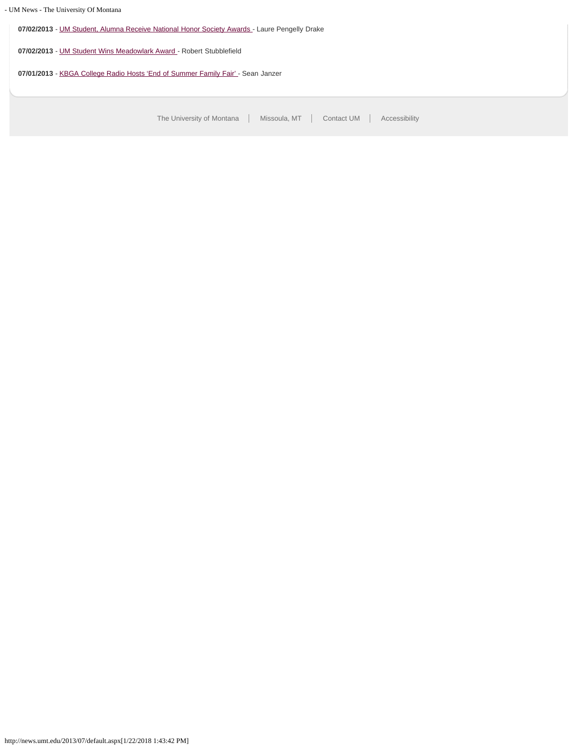**07/02/2013** - UM Student, Alumna Receive National Honor Society Awards - Laure Pengelly Drake

**07/02/2013** - UM Student Wins Meadowlark Award - Robert Stubblefield

**07/01/2013** - KBGA College Radio Hosts 'End of Summer Family Fair' - Sean Janzer

The University of Montana | Missoula, MT | Contact UM | Accessibility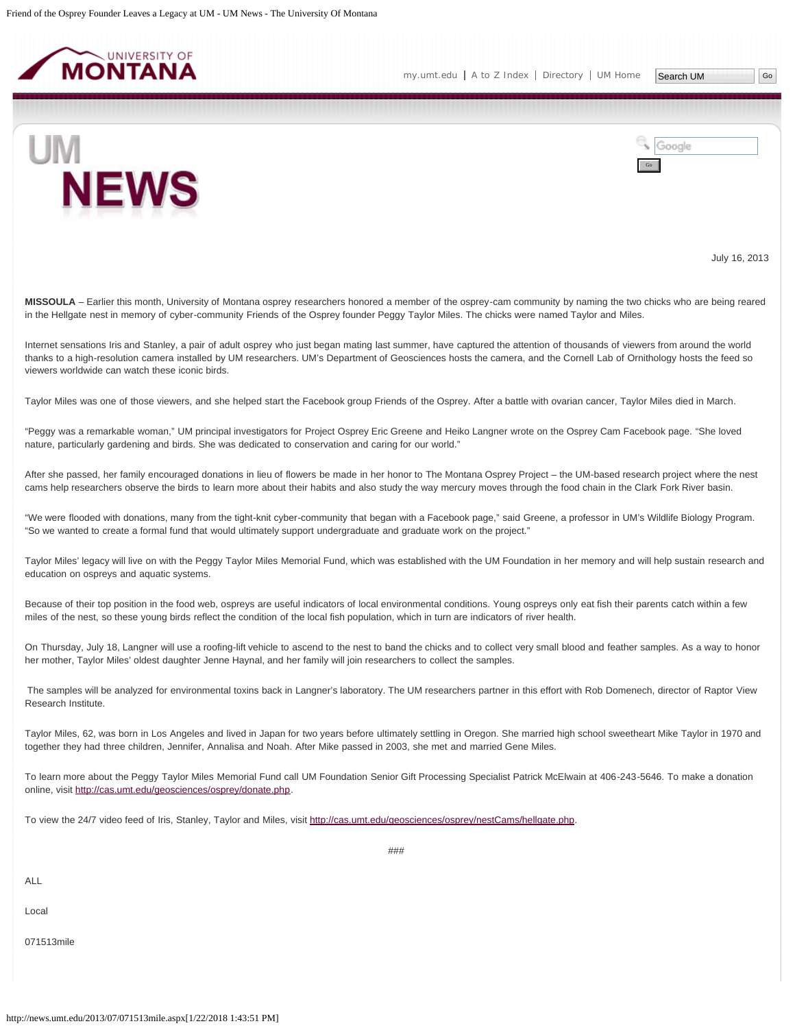July 16, 2013

**MISSOULA** – Earlier this month, University of Montana osprey researchers honored a member of the osprey-cam community by naming the two chicks who are being reared in the Hellgate nest in memory of cyber-community Friends of the Osprey founder Peggy Taylor Miles. The chicks were named Taylor and Miles.

Internet sensations Iris and Stanley, a pair of adult osprey who just began mating last summer, have captured the attention of thousands of viewers from around the world thanks to a high-resolution camera installed by UM researchers. UM's Department of Geosciences hosts the camera, and the Cornell Lab of Ornithology hosts the feed so viewers worldwide can watch these iconic birds.

Taylor Miles was one of those viewers, and she helped start the Facebook group Friends of the Osprey. After a battle with ovarian cancer, Taylor Miles died in March.

"Peggy was a remarkable woman," UM principal investigators for Project Osprey Eric Greene and Heiko Langner wrote on the Osprey Cam Facebook page. "She loved nature, particularly gardening and birds. She was dedicated to conservation and caring for our world."

After she passed, her family encouraged donations in lieu of flowers be made in her honor to The Montana Osprey Project – the UM-based research project where the nest cams help researchers observe the birds to learn more about their habits and also study the way mercury moves through the food chain in the Clark Fork River basin.

"We were flooded with donations, many from the tight-knit cyber-community that began with a Facebook page," said Greene, a professor in UM's Wildlife Biology Program. "So we wanted to create a formal fund that would ultimately support undergraduate and graduate work on the project."

Taylor Miles' legacy will live on with the Peggy Taylor Miles Memorial Fund, which was established with the UM Foundation in her memory and will help sustain research and education on ospreys and aquatic systems.

Because of their top position in the food web, ospreys are useful indicators of local environmental conditions. Young ospreys only eat fish their parents catch within a few miles of the nest, so these young birds reflect the condition of the local fish population, which in turn are indicators of river health.

On Thursday, July 18, Langner will use a roofing-lift vehicle to ascend to the nest to band the chicks and to collect very small blood and feather samples. As a way to honor her mother, Taylor Miles' oldest daughter Jenne Haynal, and her family will join researchers to collect the samples.

The samples will be analyzed for environmental toxins back in Langner's laboratory. The UM researchers partner in this effort with Rob Domenech, director of Raptor View Research Institute.

Taylor Miles, 62, was born in Los Angeles and lived in Japan for two years before ultimately settling in Oregon. She married high school sweetheart Mike Taylor in 1970 and together they had three children, Jennifer, Annalisa and Noah. After Mike passed in 2003, she met and married Gene Miles.

To learn more about the Peggy Taylor Miles Memorial Fund call UM Foundation Senior Gift Processing Specialist Patrick McElwain at 406-243-5646. To make a donation online, visit http://cas.umt.edu/geosciences/osprey/donate.php.

To view the 24/7 video feed of Iris, Stanley, Taylor and Miles, visit http://cas.umt.edu/geosciences/osprey/nestCams/hellgate.php.

###

ALL

Local

071513mile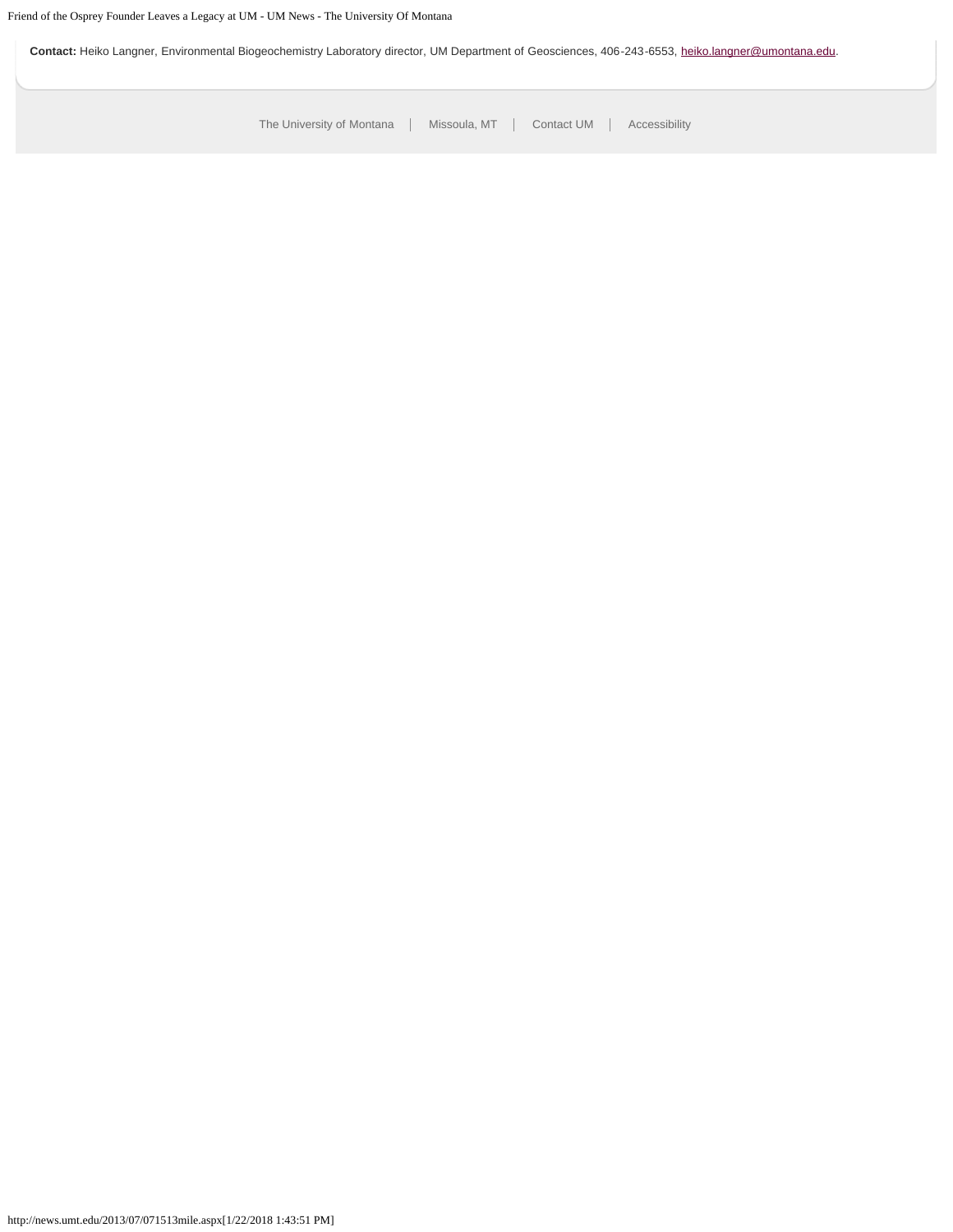**Contact:** Heiko Langner, Environmental Biogeochemistry Laboratory director, UM Department of Geosciences, 406-243-6553, heiko.langner@umontana.edu.

The University of Montana | Missoula, MT | Contact UM | Accessibility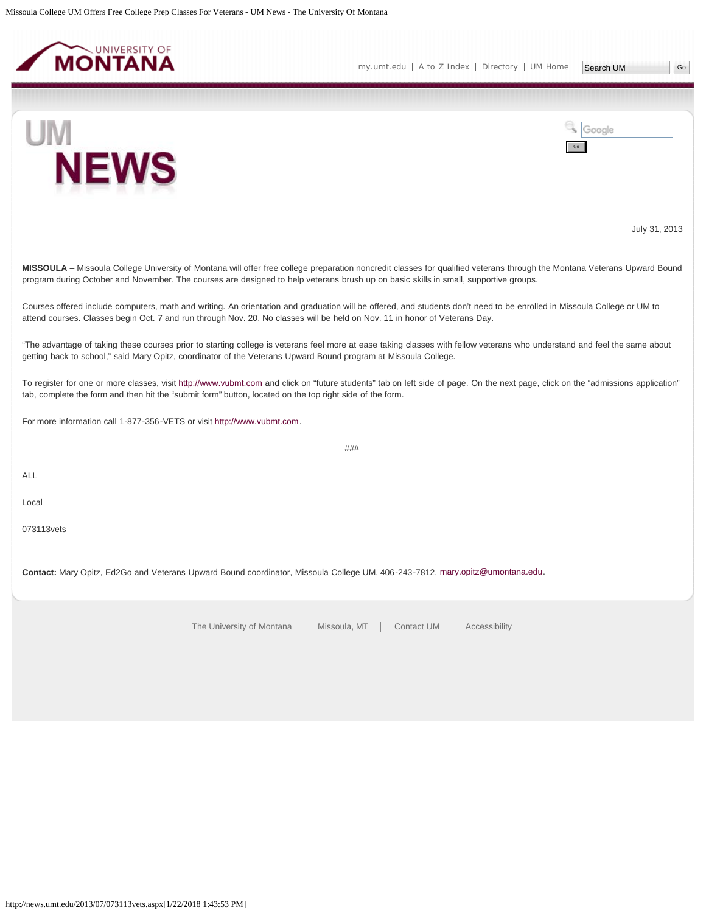July 31, 2013

**MISSOULA** – Missoula College University of Montana will offer free college preparation noncredit classes for qualified veterans through the Montana Veterans Upward Bound program during October and November. The courses are designed to help veterans brush up on basic skills in small, supportive groups.

Courses offered include computers, math and writing. An orientation and graduation will be offered, and students don't need to be enrolled in Missoula College or UM to attend courses. Classes begin Oct. 7 and run through Nov. 20. No classes will be held on Nov. 11 in honor of Veterans Day.

"The advantage of taking these courses prior to starting college is veterans feel more at ease taking classes with fellow veterans who understand and feel the same about getting back to school," said Mary Opitz, coordinator of the Veterans Upward Bound program at Missoula College.

To register for one or more classes, visit http://www.vubmt.com and click on "future students" tab on left side of page. On the next page, click on the "admissions application" tab, complete the form and then hit the "submit form" button, located on the top right side of the form.

For more information call 1-877-356-VETS or visit http://www.vubmt.com.

###

ALL

Local

073113vets

**Contact:** Mary Opitz, Ed2Go and Veterans Upward Bound coordinator, Missoula College UM, 406-243-7812, mary.opitz@umontana.edu.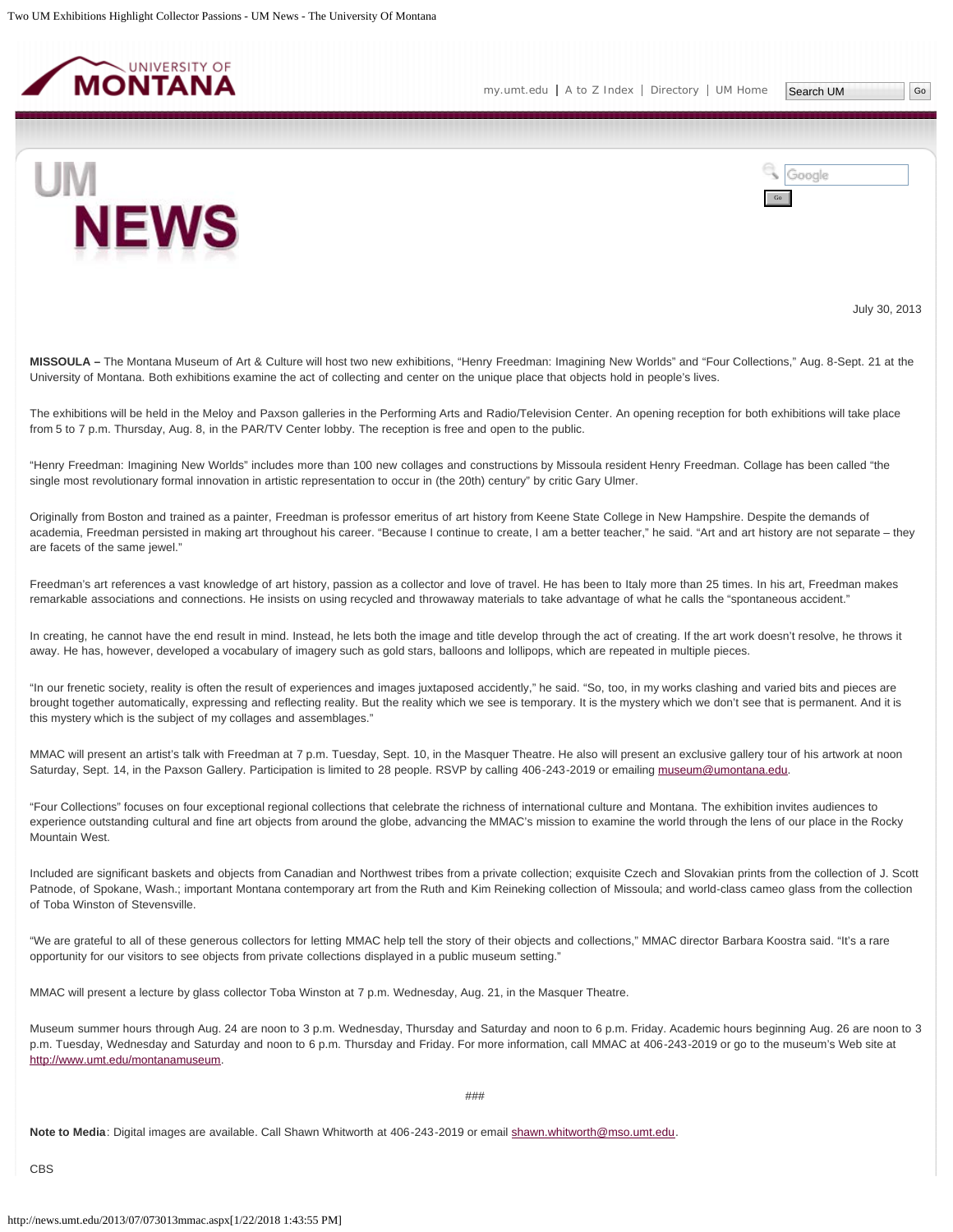July 30, 2013

**MISSOULA –** The Montana Museum of Art & Culture will host two new exhibitions, "Henry Freedman: Imagining New Worlds" and "Four Collections," Aug. 8-Sept. 21 at the University of Montana. Both exhibitions examine the act of collecting and center on the unique place that objects hold in people's lives.

The exhibitions will be held in the Meloy and Paxson galleries in the Performing Arts and Radio/Television Center. An opening reception for both exhibitions will take place from 5 to 7 p.m. Thursday, Aug. 8, in the PAR/TV Center lobby. The reception is free and open to the public.

"Henry Freedman: Imagining New Worlds" includes more than 100 new collages and constructions by Missoula resident Henry Freedman. Collage has been called "the single most revolutionary formal innovation in artistic representation to occur in (the 20th) century" by critic Gary Ulmer.

Originally from Boston and trained as a painter, Freedman is professor emeritus of art history from Keene State College in New Hampshire. Despite the demands of academia, Freedman persisted in making art throughout his career. "Because I continue to create, I am a better teacher," he said. "Art and art history are not separate – they are facets of the same jewel."

Freedman's art references a vast knowledge of art history, passion as a collector and love of travel. He has been to Italy more than 25 times. In his art, Freedman makes remarkable associations and connections. He insists on using recycled and throwaway materials to take advantage of what he calls the "spontaneous accident."

In creating, he cannot have the end result in mind. Instead, he lets both the image and title develop through the act of creating. If the art work doesn't resolve, he throws it away. He has, however, developed a vocabulary of imagery such as gold stars, balloons and lollipops, which are repeated in multiple pieces.

"In our frenetic society, reality is often the result of experiences and images juxtaposed accidently," he said. "So, too, in my works clashing and varied bits and pieces are brought together automatically, expressing and reflecting reality. But the reality which we see is temporary. It is the mystery which we don't see that is permanent. And it is this mystery which is the subject of my collages and assemblages."

MMAC will present an artist's talk with Freedman at 7 p.m. Tuesday, Sept. 10, in the Masquer Theatre. He also will present an exclusive gallery tour of his artwork at noon Saturday, Sept. 14, in the Paxson Gallery. Participation is limited to 28 people. RSVP by calling 406-243-2019 or emailing museum@umontana.edu.

"Four Collections" focuses on four exceptional regional collections that celebrate the richness of international culture and Montana. The exhibition invites audiences to experience outstanding cultural and fine art objects from around the globe, advancing the MMAC's mission to examine the world through the lens of our place in the Rocky Mountain West.

Included are significant baskets and objects from Canadian and Northwest tribes from a private collection; exquisite Czech and Slovakian prints from the collection of J. Scott Patnode, of Spokane, Wash.; important Montana contemporary art from the Ruth and Kim Reineking collection of Missoula; and world-class cameo glass from the collection of Toba Winston of Stevensville.

"We are grateful to all of these generous collectors for letting MMAC help tell the story of their objects and collections," MMAC director Barbara Koostra said. "It's a rare opportunity for our visitors to see objects from private collections displayed in a public museum setting."

MMAC will present a lecture by glass collector Toba Winston at 7 p.m. Wednesday, Aug. 21, in the Masquer Theatre.

Museum summer hours through Aug. 24 are noon to 3 p.m. Wednesday, Thursday and Saturday and noon to 6 p.m. Friday. Academic hours beginning Aug. 26 are noon to 3 p.m. Tuesday, Wednesday and Saturday and noon to 6 p.m. Thursday and Friday. For more information, call MMAC at 406-243-2019 or go to the museum's Web site at http://www.umt.edu/montanamuseum.

###

**Note to Media**: Digital images are available. Call Shawn Whitworth at 406-243-2019 or email shawn.whitworth@mso.umt.edu.

CBS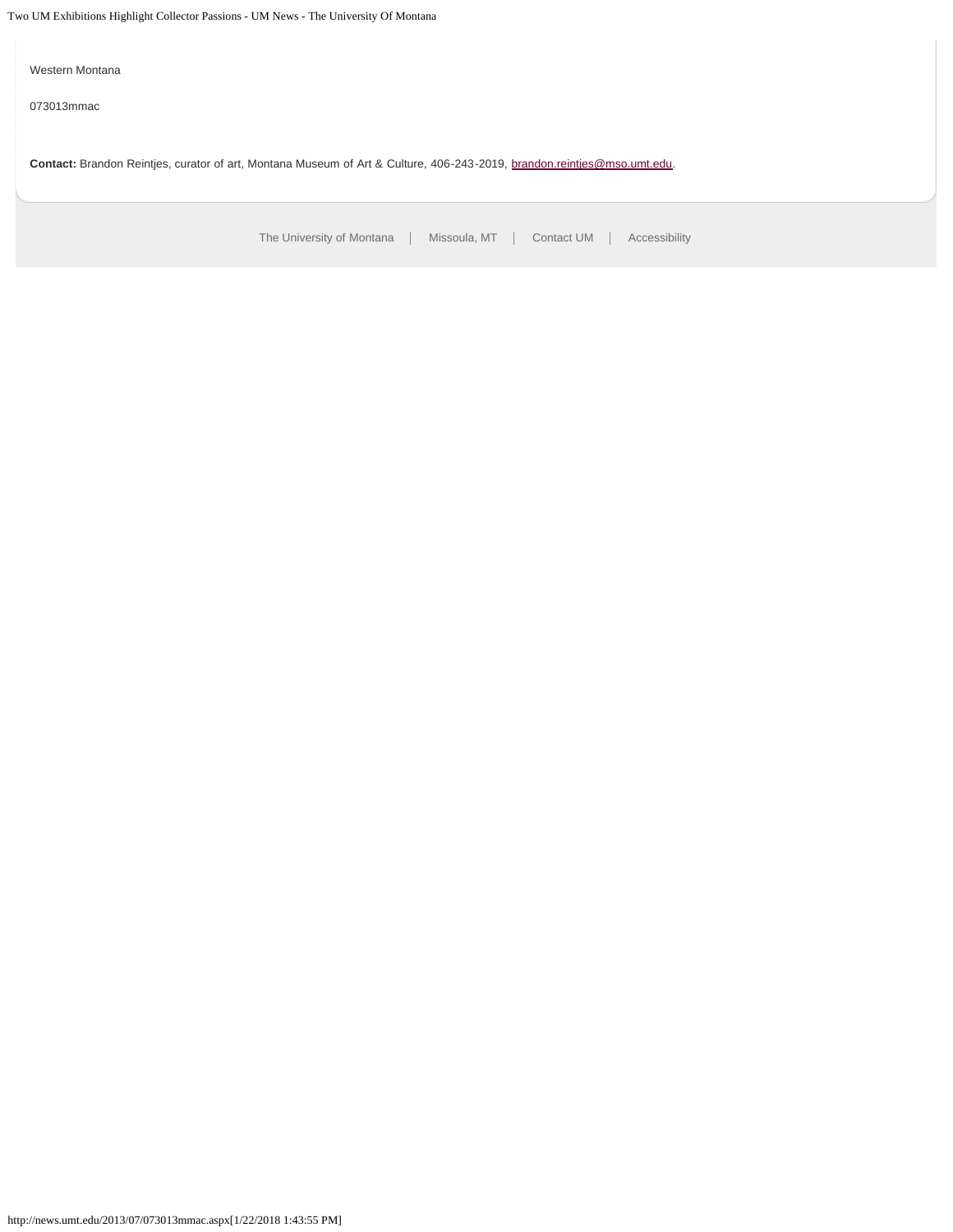Western Montana

073013mmac

**Contact:** Brandon Reintjes, curator of art, Montana Museum of Art & Culture, 406-243-2019, brandon.reintjes@mso.umt.edu.

The University of Montana | Missoula, MT | Contact UM | Accessibility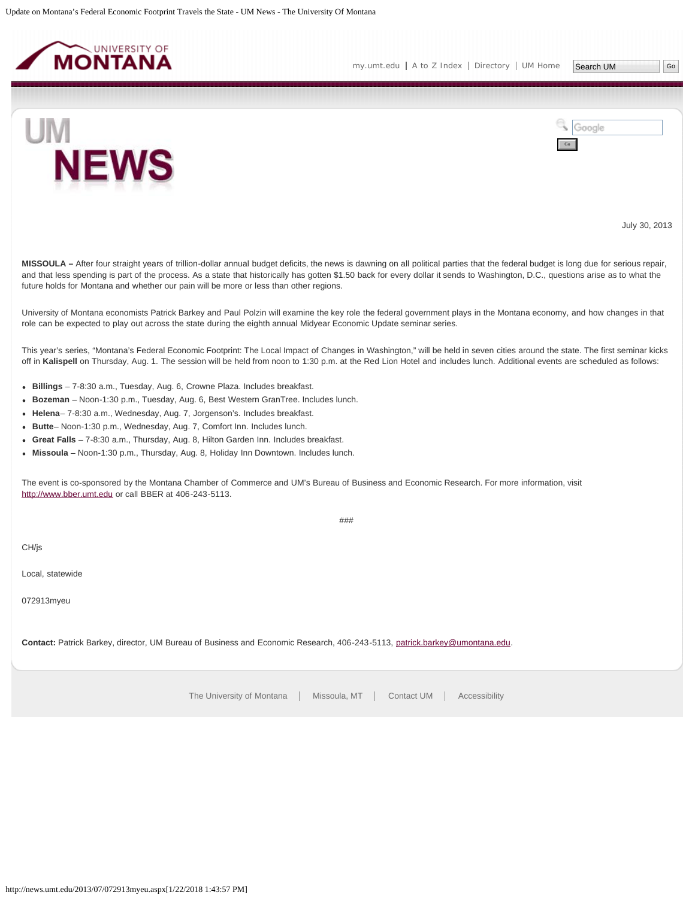July 30, 2013

**MISSOULA –** After four straight years of trillion-dollar annual budget deficits, the news is dawning on all political parties that the federal budget is long due for serious repair, and that less spending is part of the process. As a state that historically has gotten $1.50 back for every dollar it sends to Washington, D.C., questions arise as to what the future holds for Montana and whether our pain will be more or less than other regions.

University of Montana economists Patrick Barkey and Paul Polzin will examine the key role the federal government plays in the Montana economy, and how changes in that role can be expected to play out across the state during the eighth annual Midyear Economic Update seminar series.

This year's series, "Montana's Federal Economic Footprint: The Local Impact of Changes in Washington," will be held in seven cities around the state. The first seminar kicks off in **Kalispell** on Thursday, Aug. 1. The session will be held from noon to 1:30 p.m. at the Red Lion Hotel and includes lunch. Additional events are scheduled as follows:

- **Billings** – 7-8:30 a.m., Tuesday, Aug. 6, Crowne Plaza. Includes breakfast.
- **Bozeman** – Noon-1:30 p.m., Tuesday, Aug. 6, Best Western GranTree. Includes lunch.
- **Helena**– 7-8:30 a.m., Wednesday, Aug. 7, Jorgenson's. Includes breakfast.
- **Butte**– Noon-1:30 p.m., Wednesday, Aug. 7, Comfort Inn. Includes lunch.
- **Great Falls** – 7-8:30 a.m., Thursday, Aug. 8, Hilton Garden Inn. Includes breakfast.
- **Missoula** – Noon-1:30 p.m., Thursday, Aug. 8, Holiday Inn Downtown. Includes lunch.

The event is co-sponsored by the Montana Chamber of Commerce and UM's Bureau of Business and Economic Research. For more information, visit http://www.bber.umt.edu or call BBER at 406-243-5113.

###

CH/js

Local, statewide

072913myeu

**Contact:** Patrick Barkey, director, UM Bureau of Business and Economic Research, 406-243-5113, patrick.barkey@umontana.edu.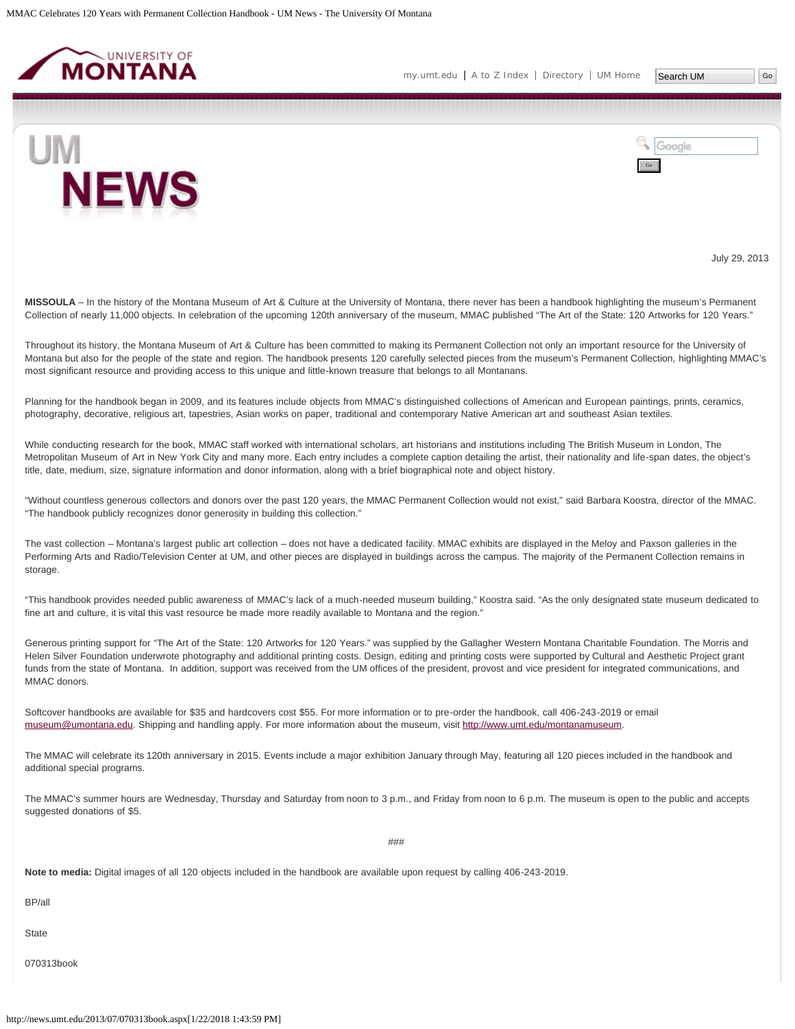July 29, 2013

**MISSOULA** – In the history of the Montana Museum of Art & Culture at the University of Montana, there never has been a handbook highlighting the museum's Permanent Collection of nearly 11,000 objects. In celebration of the upcoming 120th anniversary of the museum, MMAC published "The Art of the State: 120 Artworks for 120 Years."

Throughout its history, the Montana Museum of Art & Culture has been committed to making its Permanent Collection not only an important resource for the University of Montana but also for the people of the state and region. The handbook presents 120 carefully selected pieces from the museum's Permanent Collection, highlighting MMAC's most significant resource and providing access to this unique and little-known treasure that belongs to all Montanans.

Planning for the handbook began in 2009, and its features include objects from MMAC's distinguished collections of American and European paintings, prints, ceramics, photography, decorative, religious art, tapestries, Asian works on paper, traditional and contemporary Native American art and southeast Asian textiles.

While conducting research for the book, MMAC staff worked with international scholars, art historians and institutions including The British Museum in London, The Metropolitan Museum of Art in New York City and many more. Each entry includes a complete caption detailing the artist, their nationality and life-span dates, the object's title, date, medium, size, signature information and donor information, along with a brief biographical note and object history.

"Without countless generous collectors and donors over the past 120 years, the MMAC Permanent Collection would not exist," said Barbara Koostra, director of the MMAC. "The handbook publicly recognizes donor generosity in building this collection."

The vast collection – Montana's largest public art collection – does not have a dedicated facility. MMAC exhibits are displayed in the Meloy and Paxson galleries in the Performing Arts and Radio/Television Center at UM, and other pieces are displayed in buildings across the campus. The majority of the Permanent Collection remains in storage.

"This handbook provides needed public awareness of MMAC's lack of a much-needed museum building," Koostra said. "As the only designated state museum dedicated to fine art and culture, it is vital this vast resource be made more readily available to Montana and the region."

Generous printing support for "The Art of the State: 120 Artworks for 120 Years." was supplied by the Gallagher Western Montana Charitable Foundation. The Morris and Helen Silver Foundation underwrote photography and additional printing costs. Design, editing and printing costs were supported by Cultural and Aesthetic Project grant funds from the state of Montana. In addition, support was received from the UM offices of the president, provost and vice president for integrated communications, and MMAC donors.

Softcover handbooks are available for $35 and hardcovers cost $55. For more information or to pre-order the handbook, call 406-243-2019 or email museum@umontana.edu. Shipping and handling apply. For more information about the museum, visit http://www.umt.edu/montanamuseum.

The MMAC will celebrate its 120th anniversary in 2015. Events include a major exhibition January through May, featuring all 120 pieces included in the handbook and additional special programs.

The MMAC's summer hours are Wednesday, Thursday and Saturday from noon to 3 p.m., and Friday from noon to 6 p.m. The museum is open to the public and accepts suggested donations of $5.

###

**Note to media:** Digital images of all 120 objects included in the handbook are available upon request by calling 406-243-2019.

BP/all

State

070313book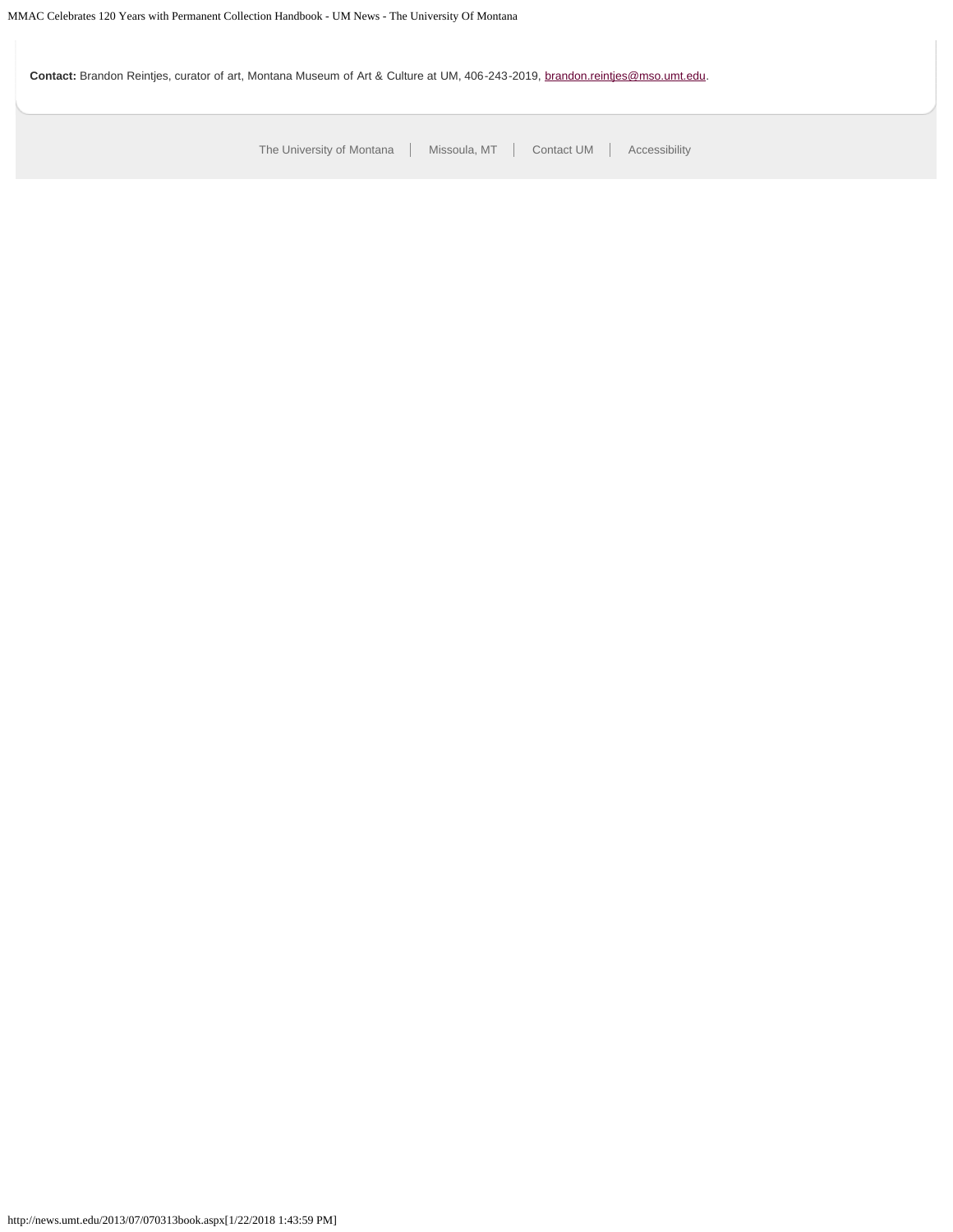**Contact:** Brandon Reintjes, curator of art, Montana Museum of Art & Culture at UM, 406-243-2019, [brandon.reintjes@mso.umt.edu](mailto:brandon.reintjes@mso.umt.edu).

The University of Montana | Missoula, MT | Contact UM | Accessibility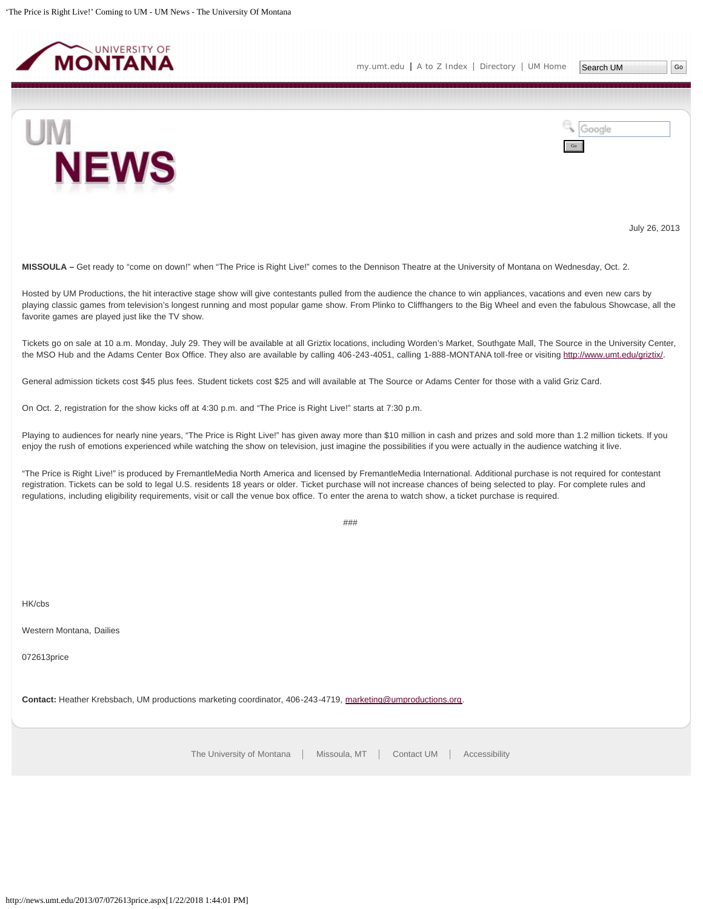July 26, 2013

**MISSOULA –** Get ready to “come on down!” when “The Price is Right Live!” comes to the Dennison Theatre at the University of Montana on Wednesday, Oct. 2.

Hosted by UM Productions, the hit interactive stage show will give contestants pulled from the audience the chance to win appliances, vacations and even new cars by playing classic games from television’s longest running and most popular game show. From Plinko to Cliffhangers to the Big Wheel and even the fabulous Showcase, all the favorite games are played just like the TV show.

Tickets go on sale at 10 a.m. Monday, July 29. They will be available at all Griztix locations, including Worden’s Market, Southgate Mall, The Source in the University Center, the MSO Hub and the Adams Center Box Office. They also are available by calling 406-243-4051, calling 1-888-MONTANA toll-free or visiting http://www.umt.edu/griztix/.

General admission tickets cost $45 plus fees. Student tickets cost $25 and will available at The Source or Adams Center for those with a valid Griz Card.

On Oct. 2, registration for the show kicks off at 4:30 p.m. and “The Price is Right Live!” starts at 7:30 p.m.

Playing to audiences for nearly nine years, “The Price is Right Live!” has given away more than $10 million in cash and prizes and sold more than 1.2 million tickets. If you enjoy the rush of emotions experienced while watching the show on television, just imagine the possibilities if you were actually in the audience watching it live.

“The Price is Right Live!” is produced by FremantleMedia North America and licensed by FremantleMedia International. Additional purchase is not required for contestant registration. Tickets can be sold to legal U.S. residents 18 years or older. Ticket purchase will not increase chances of being selected to play. For complete rules and regulations, including eligibility requirements, visit or call the venue box office. To enter the arena to watch show, a ticket purchase is required.

###

HK/cbs

Western Montana, Dailies

072613price

**Contact:** Heather Krebsbach, UM productions marketing coordinator, 406-243-4719, marketing@umproductions.org.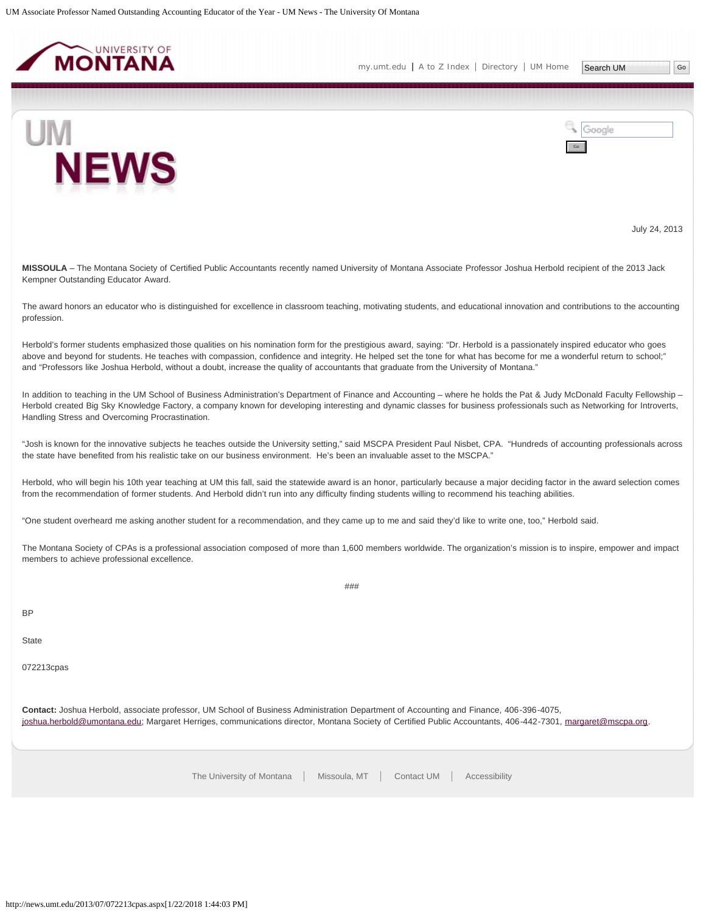July 24, 2013

**MISSOULA** – The Montana Society of Certified Public Accountants recently named University of Montana Associate Professor Joshua Herbold recipient of the 2013 Jack Kempner Outstanding Educator Award.

The award honors an educator who is distinguished for excellence in classroom teaching, motivating students, and educational innovation and contributions to the accounting profession.

Herbold's former students emphasized those qualities on his nomination form for the prestigious award, saying: "Dr. Herbold is a passionately inspired educator who goes above and beyond for students. He teaches with compassion, confidence and integrity. He helped set the tone for what has become for me a wonderful return to school;" and "Professors like Joshua Herbold, without a doubt, increase the quality of accountants that graduate from the University of Montana."

In addition to teaching in the UM School of Business Administration's Department of Finance and Accounting – where he holds the Pat & Judy McDonald Faculty Fellowship – Herbold created Big Sky Knowledge Factory, a company known for developing interesting and dynamic classes for business professionals such as Networking for Introverts, Handling Stress and Overcoming Procrastination.

"Josh is known for the innovative subjects he teaches outside the University setting," said MSCPA President Paul Nisbet, CPA. "Hundreds of accounting professionals across the state have benefited from his realistic take on our business environment. He's been an invaluable asset to the MSCPA."

Herbold, who will begin his 10th year teaching at UM this fall, said the statewide award is an honor, particularly because a major deciding factor in the award selection comes from the recommendation of former students. And Herbold didn't run into any difficulty finding students willing to recommend his teaching abilities.

"One student overheard me asking another student for a recommendation, and they came up to me and said they'd like to write one, too," Herbold said.

The Montana Society of CPAs is a professional association composed of more than 1,600 members worldwide. The organization's mission is to inspire, empower and impact members to achieve professional excellence.

###

BP

State

072213cpas

**Contact:** Joshua Herbold, associate professor, UM School of Business Administration Department of Accounting and Finance, 406-396-4075, joshua.herbold@umontana.edu; Margaret Herriges, communications director, Montana Society of Certified Public Accountants, 406-442-7301, margaret@mscpa.org.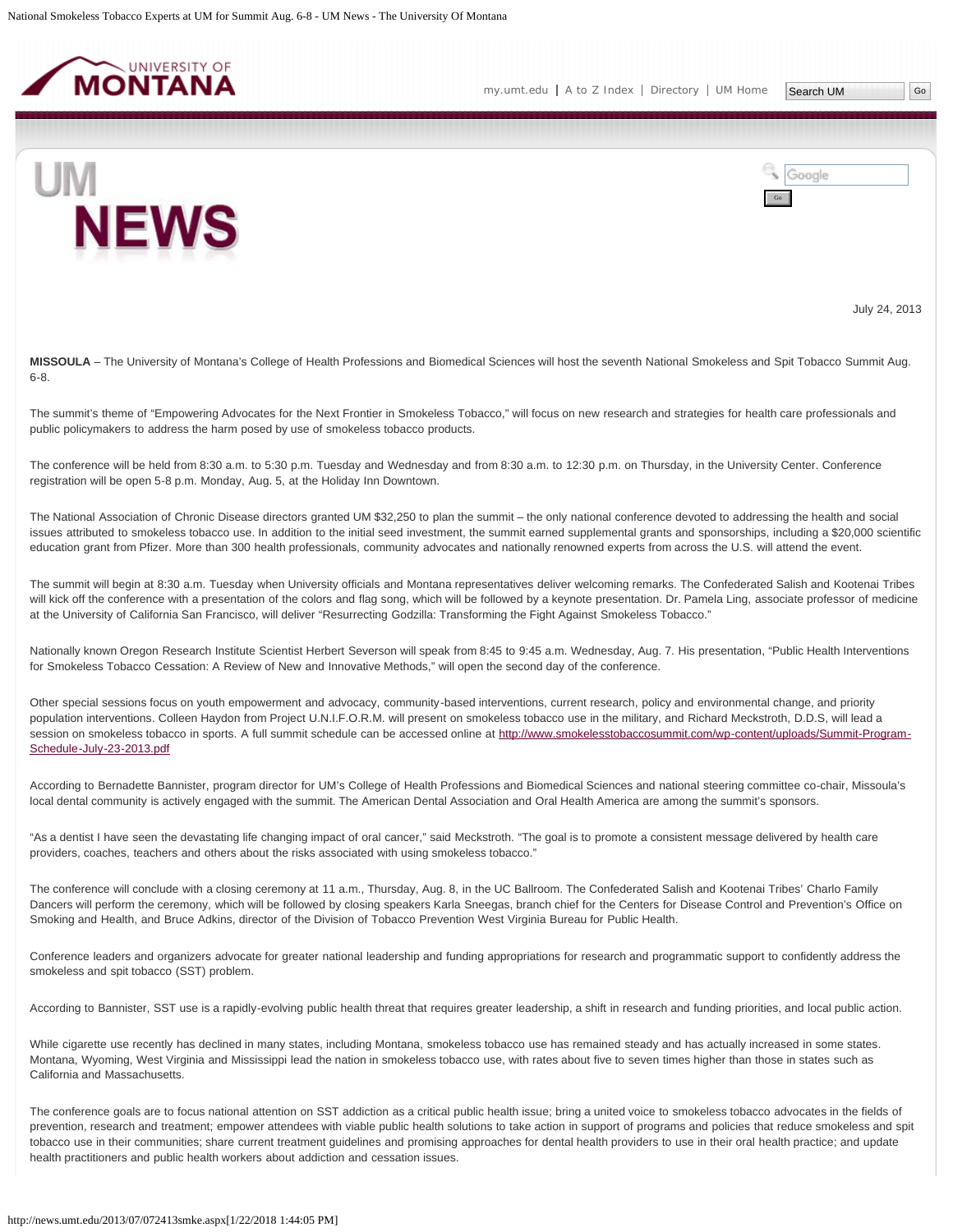July 24, 2013

**MISSOULA** – The University of Montana's College of Health Professions and Biomedical Sciences will host the seventh National Smokeless and Spit Tobacco Summit Aug. 6-8.

The summit's theme of "Empowering Advocates for the Next Frontier in Smokeless Tobacco," will focus on new research and strategies for health care professionals and public policymakers to address the harm posed by use of smokeless tobacco products.

The conference will be held from 8:30 a.m. to 5:30 p.m. Tuesday and Wednesday and from 8:30 a.m. to 12:30 p.m. on Thursday, in the University Center. Conference registration will be open 5-8 p.m. Monday, Aug. 5, at the Holiday Inn Downtown.

The National Association of Chronic Disease directors granted UM $32,250 to plan the summit – the only national conference devoted to addressing the health and social issues attributed to smokeless tobacco use. In addition to the initial seed investment, the summit earned supplemental grants and sponsorships, including a $20,000 scientific education grant from Pfizer. More than 300 health professionals, community advocates and nationally renowned experts from across the U.S. will attend the event.

The summit will begin at 8:30 a.m. Tuesday when University officials and Montana representatives deliver welcoming remarks. The Confederated Salish and Kootenai Tribes will kick off the conference with a presentation of the colors and flag song, which will be followed by a keynote presentation. Dr. Pamela Ling, associate professor of medicine at the University of California San Francisco, will deliver "Resurrecting Godzilla: Transforming the Fight Against Smokeless Tobacco."

Nationally known Oregon Research Institute Scientist Herbert Severson will speak from 8:45 to 9:45 a.m. Wednesday, Aug. 7. His presentation, "Public Health Interventions for Smokeless Tobacco Cessation: A Review of New and Innovative Methods," will open the second day of the conference.

Other special sessions focus on youth empowerment and advocacy, community-based interventions, current research, policy and environmental change, and priority population interventions. Colleen Haydon from Project U.N.I.F.O.R.M. will present on smokeless tobacco use in the military, and Richard Meckstroth, D.D.S, will lead a session on smokeless tobacco in sports. A full summit schedule can be accessed online at [http://www.smokelesstobaccosummit.com/wp-content/uploads/Summit-Program-Schedule-July-23-2013.pdf](http://www.smokelesstobaccosummit.com/wp-content/uploads/Summit-Program-Schedule-July-23-2013.pdf)

According to Bernadette Bannister, program director for UM's College of Health Professions and Biomedical Sciences and national steering committee co-chair, Missoula's local dental community is actively engaged with the summit. The American Dental Association and Oral Health America are among the summit's sponsors.

"As a dentist I have seen the devastating life changing impact of oral cancer," said Meckstroth. "The goal is to promote a consistent message delivered by health care providers, coaches, teachers and others about the risks associated with using smokeless tobacco."

The conference will conclude with a closing ceremony at 11 a.m., Thursday, Aug. 8, in the UC Ballroom. The Confederated Salish and Kootenai Tribes' Charlo Family Dancers will perform the ceremony, which will be followed by closing speakers Karla Sneegas, branch chief for the Centers for Disease Control and Prevention's Office on Smoking and Health, and Bruce Adkins, director of the Division of Tobacco Prevention West Virginia Bureau for Public Health.

Conference leaders and organizers advocate for greater national leadership and funding appropriations for research and programmatic support to confidently address the smokeless and spit tobacco (SST) problem.

According to Bannister, SST use is a rapidly-evolving public health threat that requires greater leadership, a shift in research and funding priorities, and local public action.

While cigarette use recently has declined in many states, including Montana, smokeless tobacco use has remained steady and has actually increased in some states. Montana, Wyoming, West Virginia and Mississippi lead the nation in smokeless tobacco use, with rates about five to seven times higher than those in states such as California and Massachusetts.

The conference goals are to focus national attention on SST addiction as a critical public health issue; bring a united voice to smokeless tobacco advocates in the fields of prevention, research and treatment; empower attendees with viable public health solutions to take action in support of programs and policies that reduce smokeless and spit tobacco use in their communities; share current treatment guidelines and promising approaches for dental health providers to use in their oral health practice; and update health practitioners and public health workers about addiction and cessation issues.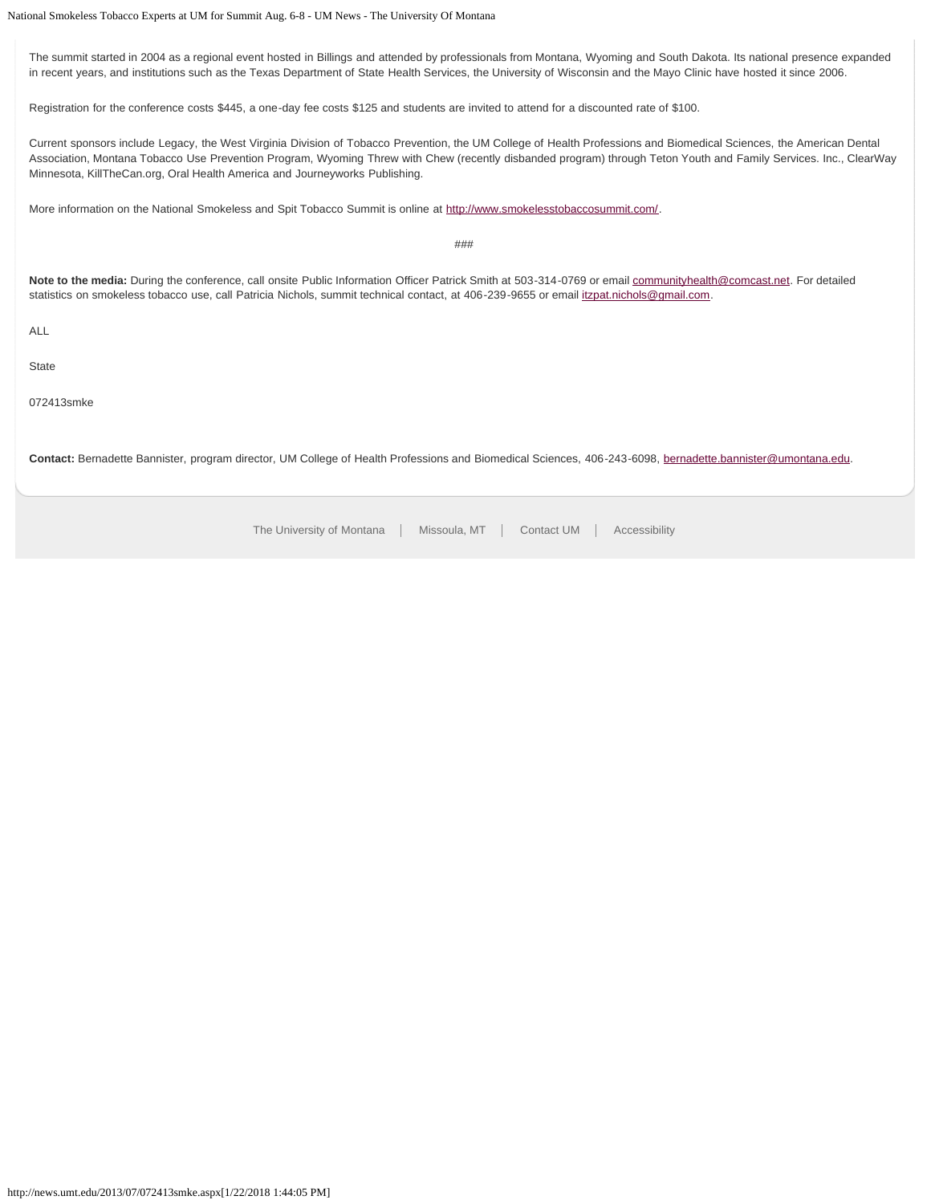The summit started in 2004 as a regional event hosted in Billings and attended by professionals from Montana, Wyoming and South Dakota. Its national presence expanded in recent years, and institutions such as the Texas Department of State Health Services, the University of Wisconsin and the Mayo Clinic have hosted it since 2006.

Registration for the conference costs $445, a one-day fee costs $125 and students are invited to attend for a discounted rate of $100.

Current sponsors include Legacy, the West Virginia Division of Tobacco Prevention, the UM College of Health Professions and Biomedical Sciences, the American Dental Association, Montana Tobacco Use Prevention Program, Wyoming Threw with Chew (recently disbanded program) through Teton Youth and Family Services. Inc., ClearWay Minnesota, KillTheCan.org, Oral Health America and Journeyworks Publishing.

More information on the National Smokeless and Spit Tobacco Summit is online at http://www.smokelesstobaccosummit.com/.

###

**Note to the media:** During the conference, call onsite Public Information Officer Patrick Smith at 503-314-0769 or email communityhealth@comcast.net. For detailed statistics on smokeless tobacco use, call Patricia Nichols, summit technical contact, at 406-239-9655 or email itzpat.nichols@gmail.com.

ALL

State

072413smke

**Contact:** Bernadette Bannister, program director, UM College of Health Professions and Biomedical Sciences, 406-243-6098, bernadette.bannister@umontana.edu.

The University of Montana | Missoula, MT | Contact UM | Accessibility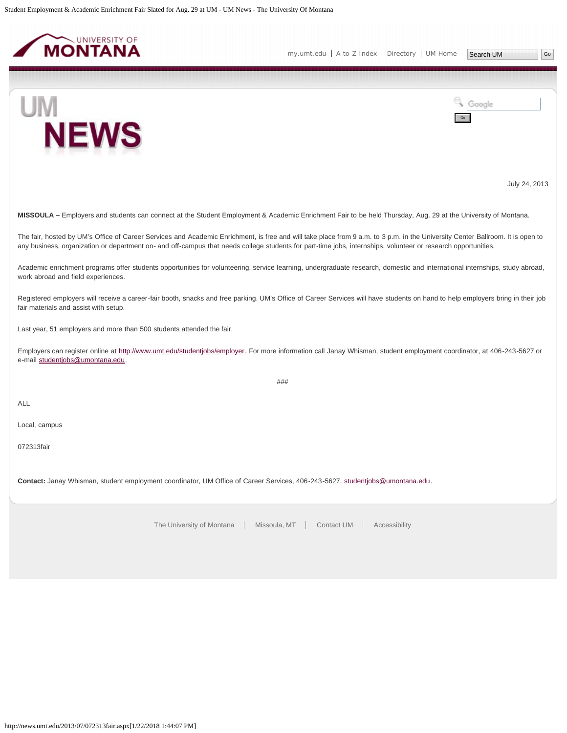July 24, 2013

**MISSOULA –** Employers and students can connect at the Student Employment & Academic Enrichment Fair to be held Thursday, Aug. 29 at the University of Montana.

The fair, hosted by UM's Office of Career Services and Academic Enrichment, is free and will take place from 9 a.m. to 3 p.m. in the University Center Ballroom. It is open to any business, organization or department on- and off-campus that needs college students for part-time jobs, internships, volunteer or research opportunities.

Academic enrichment programs offer students opportunities for volunteering, service learning, undergraduate research, domestic and international internships, study abroad, work abroad and field experiences.

Registered employers will receive a career-fair booth, snacks and free parking. UM's Office of Career Services will have students on hand to help employers bring in their job fair materials and assist with setup.

Last year, 51 employers and more than 500 students attended the fair.

Employers can register online at http://www.umt.edu/studentjobs/employer. For more information call Janay Whisman, student employment coordinator, at 406-243-5627 or e-mail studentjobs@umontana.edu.

###

ALL

Local, campus

072313fair

**Contact:** Janay Whisman, student employment coordinator, UM Office of Career Services, 406-243-5627, studentjobs@umontana.edu.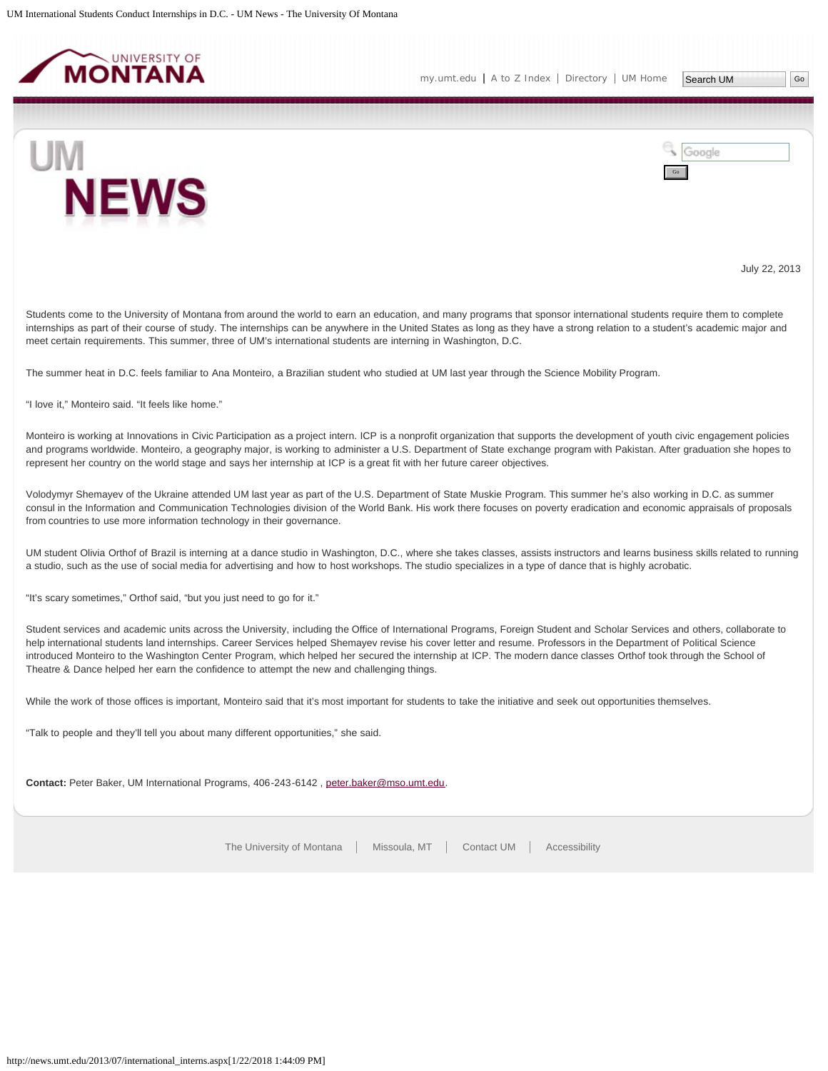July 22, 2013

Students come to the University of Montana from around the world to earn an education, and many programs that sponsor international students require them to complete internships as part of their course of study. The internships can be anywhere in the United States as long as they have a strong relation to a student's academic major and meet certain requirements. This summer, three of UM's international students are interning in Washington, D.C.

The summer heat in D.C. feels familiar to Ana Monteiro, a Brazilian student who studied at UM last year through the Science Mobility Program.

"I love it," Monteiro said. "It feels like home."

Monteiro is working at Innovations in Civic Participation as a project intern. ICP is a nonprofit organization that supports the development of youth civic engagement policies and programs worldwide. Monteiro, a geography major, is working to administer a U.S. Department of State exchange program with Pakistan. After graduation she hopes to represent her country on the world stage and says her internship at ICP is a great fit with her future career objectives.

Volodymyr Shemayev of the Ukraine attended UM last year as part of the U.S. Department of State Muskie Program. This summer he's also working in D.C. as summer consul in the Information and Communication Technologies division of the World Bank. His work there focuses on poverty eradication and economic appraisals of proposals from countries to use more information technology in their governance.

UM student Olivia Orthof of Brazil is interning at a dance studio in Washington, D.C., where she takes classes, assists instructors and learns business skills related to running a studio, such as the use of social media for advertising and how to host workshops. The studio specializes in a type of dance that is highly acrobatic.

"It's scary sometimes," Orthof said, "but you just need to go for it."

Student services and academic units across the University, including the Office of International Programs, Foreign Student and Scholar Services and others, collaborate to help international students land internships. Career Services helped Shemayev revise his cover letter and resume. Professors in the Department of Political Science introduced Monteiro to the Washington Center Program, which helped her secured the internship at ICP. The modern dance classes Orthof took through the School of Theatre & Dance helped her earn the confidence to attempt the new and challenging things.

While the work of those offices is important, Monteiro said that it's most important for students to take the initiative and seek out opportunities themselves.

"Talk to people and they'll tell you about many different opportunities," she said.

**Contact:** Peter Baker, UM International Programs, 406-243-6142 , peter.baker@mso.umt.edu.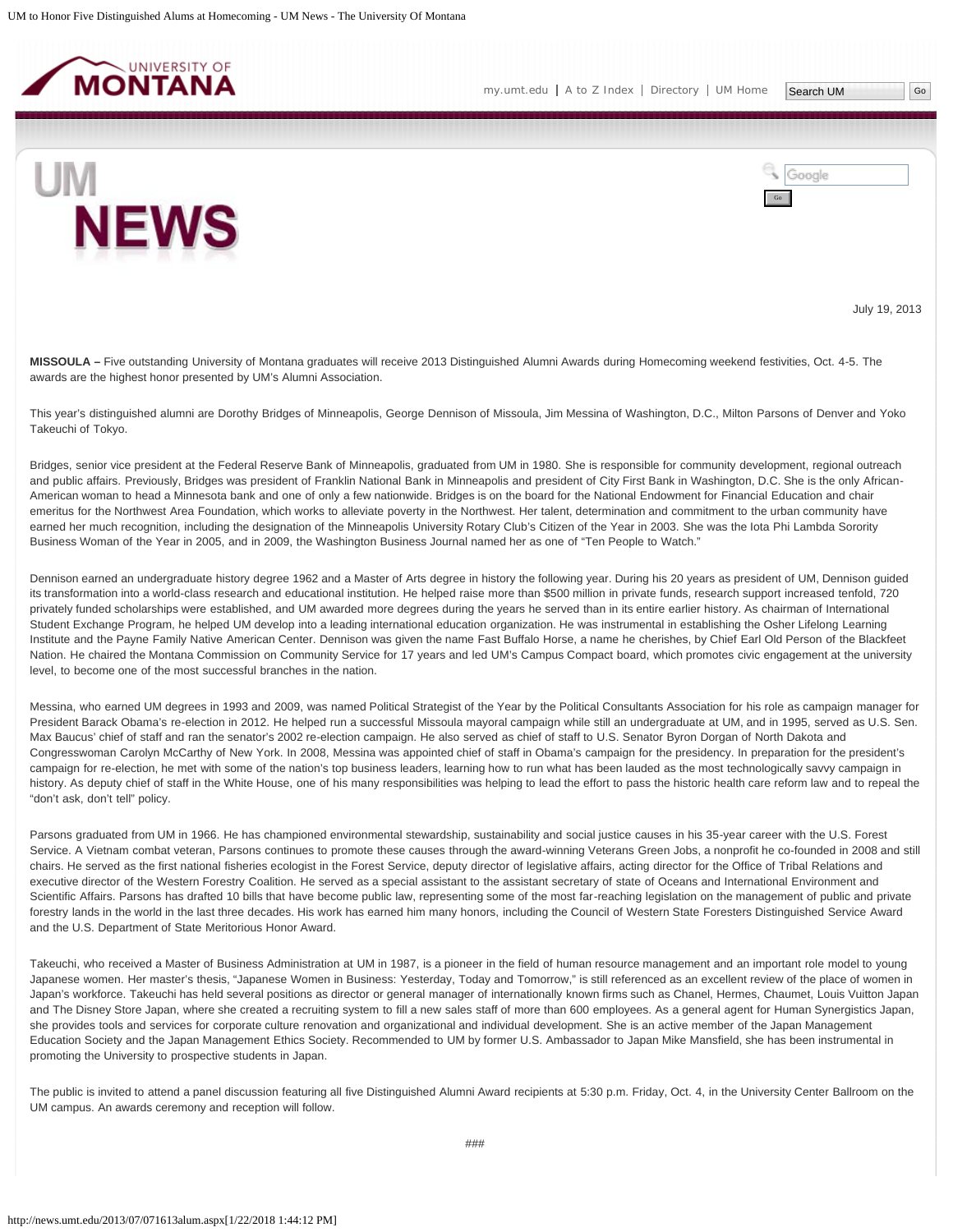July 19, 2013

**MISSOULA –** Five outstanding University of Montana graduates will receive 2013 Distinguished Alumni Awards during Homecoming weekend festivities, Oct. 4-5. The awards are the highest honor presented by UM's Alumni Association.

This year's distinguished alumni are Dorothy Bridges of Minneapolis, George Dennison of Missoula, Jim Messina of Washington, D.C., Milton Parsons of Denver and Yoko Takeuchi of Tokyo.

Bridges, senior vice president at the Federal Reserve Bank of Minneapolis, graduated from UM in 1980. She is responsible for community development, regional outreach and public affairs. Previously, Bridges was president of Franklin National Bank in Minneapolis and president of City First Bank in Washington, D.C. She is the only African-American woman to head a Minnesota bank and one of only a few nationwide. Bridges is on the board for the National Endowment for Financial Education and chair emeritus for the Northwest Area Foundation, which works to alleviate poverty in the Northwest. Her talent, determination and commitment to the urban community have earned her much recognition, including the designation of the Minneapolis University Rotary Club's Citizen of the Year in 2003. She was the Iota Phi Lambda Sorority Business Woman of the Year in 2005, and in 2009, the Washington Business Journal named her as one of "Ten People to Watch."

Dennison earned an undergraduate history degree 1962 and a Master of Arts degree in history the following year. During his 20 years as president of UM, Dennison guided its transformation into a world-class research and educational institution. He helped raise more than $500 million in private funds, research support increased tenfold, 720 privately funded scholarships were established, and UM awarded more degrees during the years he served than in its entire earlier history. As chairman of International Student Exchange Program, he helped UM develop into a leading international education organization. He was instrumental in establishing the Osher Lifelong Learning Institute and the Payne Family Native American Center. Dennison was given the name Fast Buffalo Horse, a name he cherishes, by Chief Earl Old Person of the Blackfeet Nation. He chaired the Montana Commission on Community Service for 17 years and led UM's Campus Compact board, which promotes civic engagement at the university level, to become one of the most successful branches in the nation.

Messina, who earned UM degrees in 1993 and 2009, was named Political Strategist of the Year by the Political Consultants Association for his role as campaign manager for President Barack Obama's re-election in 2012. He helped run a successful Missoula mayoral campaign while still an undergraduate at UM, and in 1995, served as U.S. Sen. Max Baucus' chief of staff and ran the senator's 2002 re-election campaign. He also served as chief of staff to U.S. Senator Byron Dorgan of North Dakota and Congresswoman Carolyn McCarthy of New York. In 2008, Messina was appointed chief of staff in Obama's campaign for the presidency. In preparation for the president's campaign for re-election, he met with some of the nation's top business leaders, learning how to run what has been lauded as the most technologically savvy campaign in history. As deputy chief of staff in the White House, one of his many responsibilities was helping to lead the effort to pass the historic health care reform law and to repeal the "don't ask, don't tell" policy.

Parsons graduated from UM in 1966. He has championed environmental stewardship, sustainability and social justice causes in his 35-year career with the U.S. Forest Service. A Vietnam combat veteran, Parsons continues to promote these causes through the award-winning Veterans Green Jobs, a nonprofit he co-founded in 2008 and still chairs. He served as the first national fisheries ecologist in the Forest Service, deputy director of legislative affairs, acting director for the Office of Tribal Relations and executive director of the Western Forestry Coalition. He served as a special assistant to the assistant secretary of state of Oceans and International Environment and Scientific Affairs. Parsons has drafted 10 bills that have become public law, representing some of the most far-reaching legislation on the management of public and private forestry lands in the world in the last three decades. His work has earned him many honors, including the Council of Western State Foresters Distinguished Service Award and the U.S. Department of State Meritorious Honor Award.

Takeuchi, who received a Master of Business Administration at UM in 1987, is a pioneer in the field of human resource management and an important role model to young Japanese women. Her master's thesis, "Japanese Women in Business: Yesterday, Today and Tomorrow," is still referenced as an excellent review of the place of women in Japan's workforce. Takeuchi has held several positions as director or general manager of internationally known firms such as Chanel, Hermes, Chaumet, Louis Vuitton Japan and The Disney Store Japan, where she created a recruiting system to fill a new sales staff of more than 600 employees. As a general agent for Human Synergistics Japan, she provides tools and services for corporate culture renovation and organizational and individual development. She is an active member of the Japan Management Education Society and the Japan Management Ethics Society. Recommended to UM by former U.S. Ambassador to Japan Mike Mansfield, she has been instrumental in promoting the University to prospective students in Japan.

The public is invited to attend a panel discussion featuring all five Distinguished Alumni Award recipients at 5:30 p.m. Friday, Oct. 4, in the University Center Ballroom on the UM campus. An awards ceremony and reception will follow.

###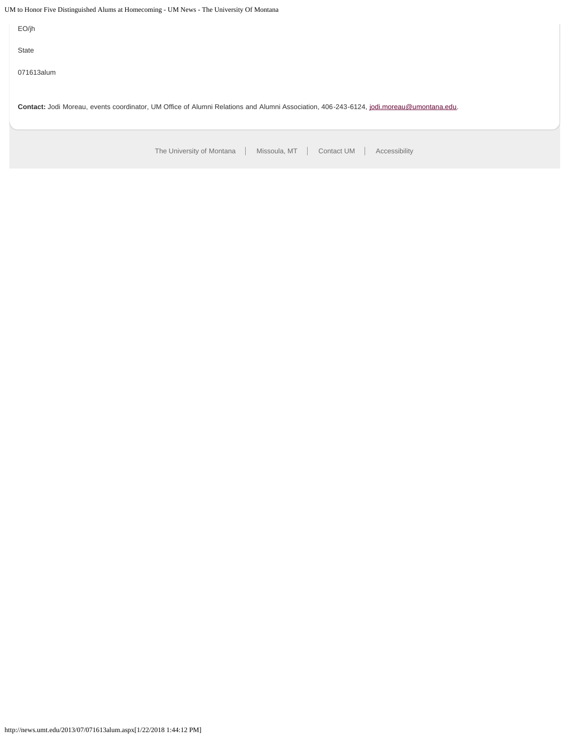EO/jh

State

071613alum

**Contact:** Jodi Moreau, events coordinator, UM Office of Alumni Relations and Alumni Association, 406-243-6124, jodi.moreau@umontana.edu.

The University of Montana | Missoula, MT | Contact UM | Accessibility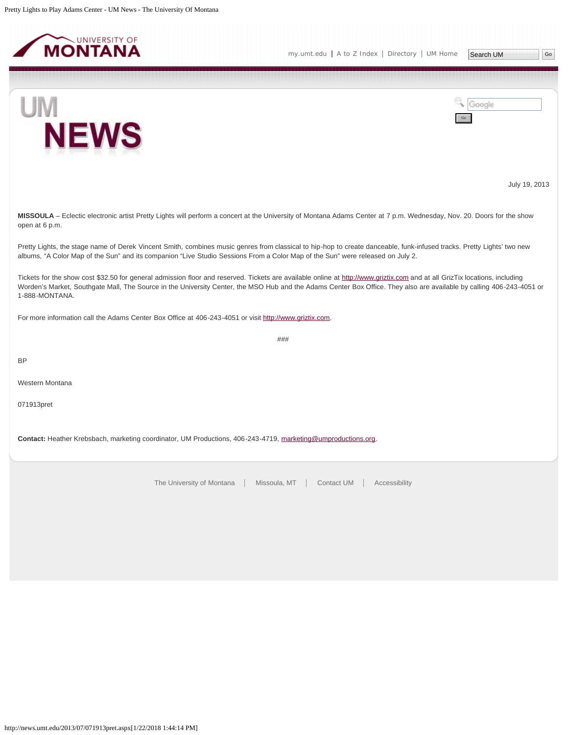July 19, 2013

**MISSOULA** – Eclectic electronic artist Pretty Lights will perform a concert at the University of Montana Adams Center at 7 p.m. Wednesday, Nov. 20. Doors for the show open at 6 p.m.

Pretty Lights, the stage name of Derek Vincent Smith, combines music genres from classical to hip-hop to create danceable, funk-infused tracks. Pretty Lights' two new albums, "A Color Map of the Sun" and its companion "Live Studio Sessions From a Color Map of the Sun" were released on July 2.

Tickets for the show cost $32.50 for general admission floor and reserved. Tickets are available online at http://www.griztix.com and at all GrizTix locations, including Worden's Market, Southgate Mall, The Source in the University Center, the MSO Hub and the Adams Center Box Office. They also are available by calling 406-243-4051 or 1-888-MONTANA.

For more information call the Adams Center Box Office at 406-243-4051 or visit http://www.griztix.com.

###

BP

Western Montana

071913pret

**Contact:** Heather Krebsbach, marketing coordinator, UM Productions, 406-243-4719, marketing@umproductions.org.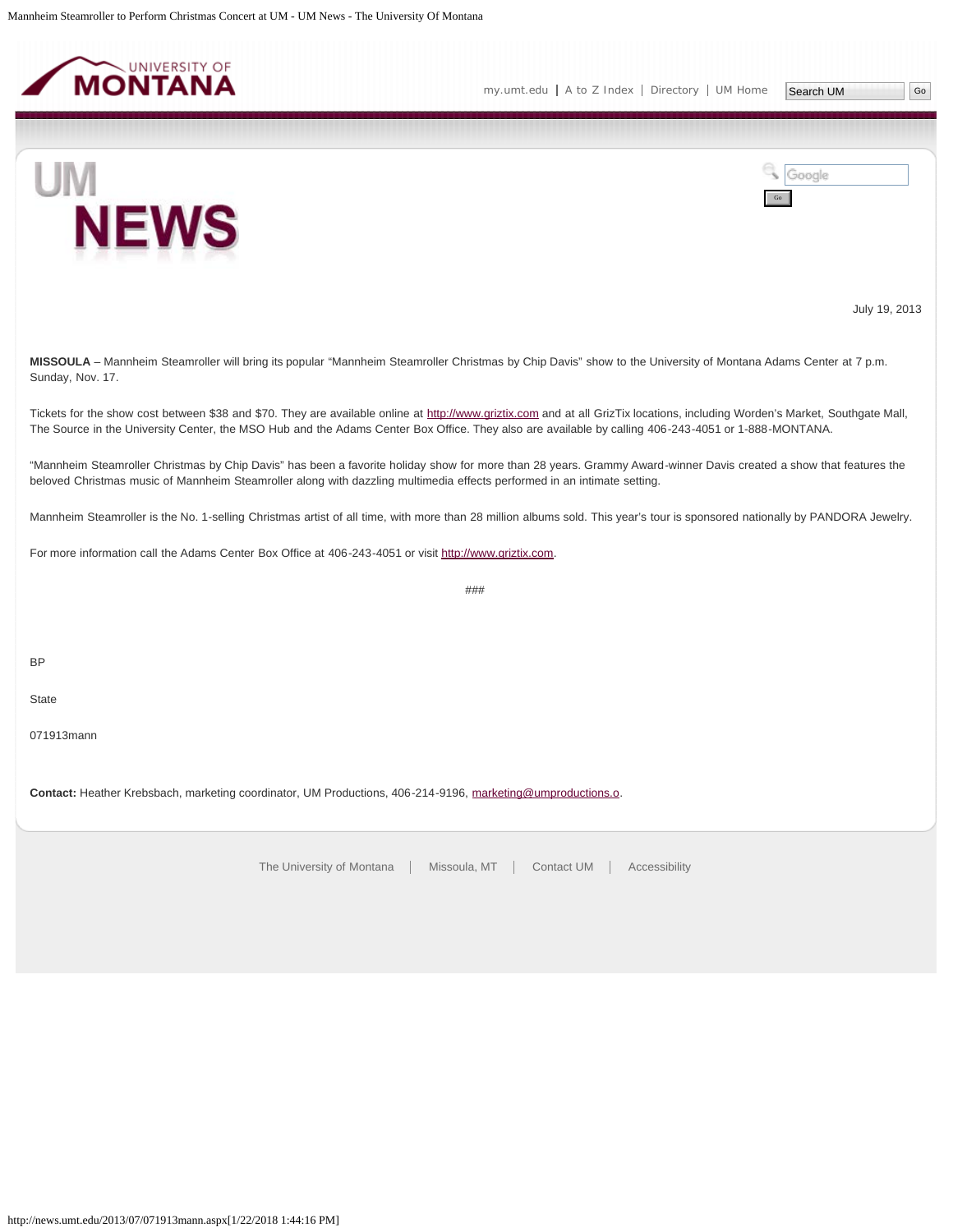July 19, 2013

**MISSOULA** – Mannheim Steamroller will bring its popular “Mannheim Steamroller Christmas by Chip Davis” show to the University of Montana Adams Center at 7 p.m. Sunday, Nov. 17.

Tickets for the show cost between $38 and $70. They are available online at http://www.griztix.com and at all GrizTix locations, including Worden’s Market, Southgate Mall, The Source in the University Center, the MSO Hub and the Adams Center Box Office. They also are available by calling 406-243-4051 or 1-888-MONTANA.

“Mannheim Steamroller Christmas by Chip Davis” has been a favorite holiday show for more than 28 years. Grammy Award-winner Davis created a show that features the beloved Christmas music of Mannheim Steamroller along with dazzling multimedia effects performed in an intimate setting.

Mannheim Steamroller is the No. 1-selling Christmas artist of all time, with more than 28 million albums sold. This year’s tour is sponsored nationally by PANDORA Jewelry.

For more information call the Adams Center Box Office at 406-243-4051 or visit http://www.griztix.com.

###

BP

State

071913mann

**Contact:** Heather Krebsbach, marketing coordinator, UM Productions, 406-214-9196, marketing@umproductions.o.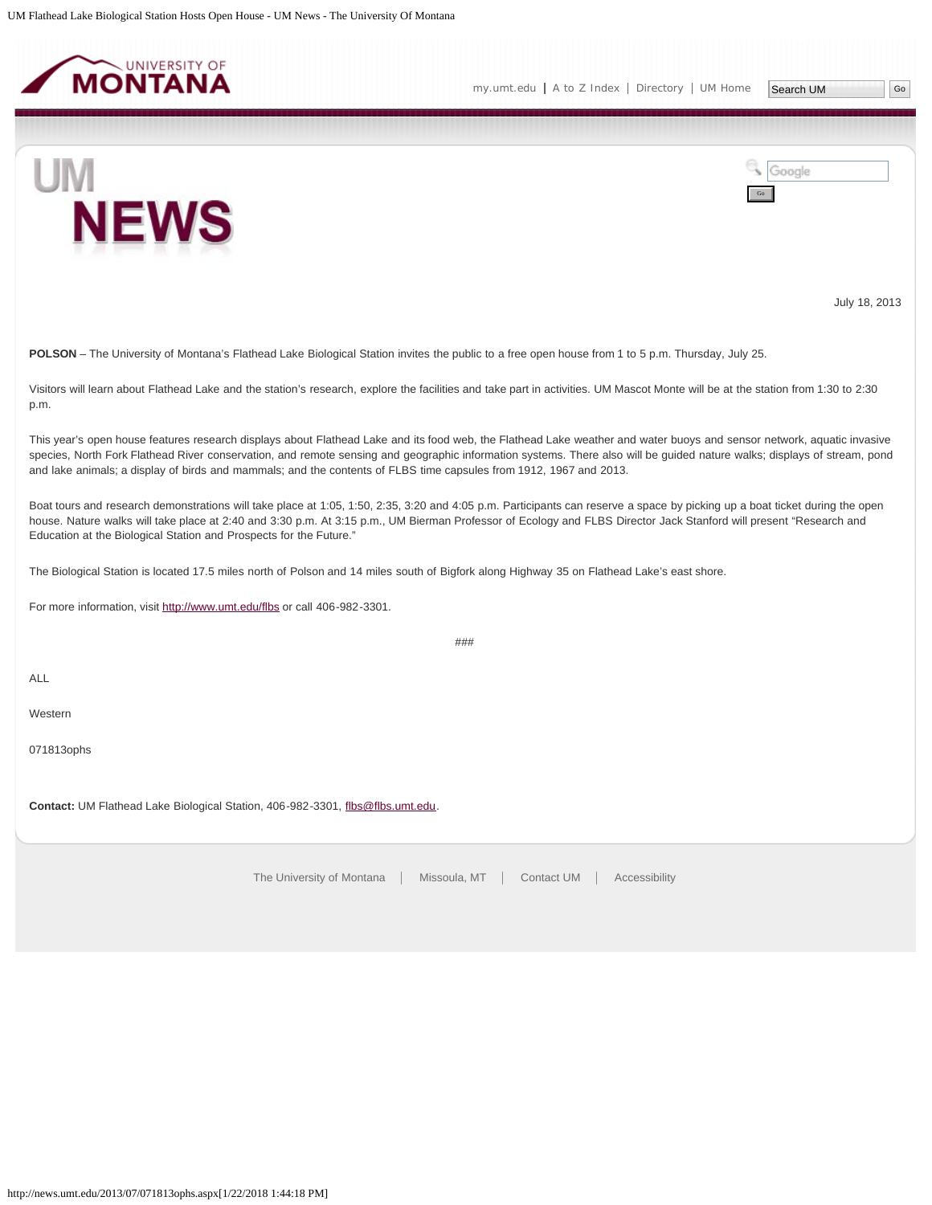July 18, 2013

**POLSON** – The University of Montana's Flathead Lake Biological Station invites the public to a free open house from 1 to 5 p.m. Thursday, July 25.

Visitors will learn about Flathead Lake and the station's research, explore the facilities and take part in activities. UM Mascot Monte will be at the station from 1:30 to 2:30 p.m.

This year's open house features research displays about Flathead Lake and its food web, the Flathead Lake weather and water buoys and sensor network, aquatic invasive species, North Fork Flathead River conservation, and remote sensing and geographic information systems. There also will be guided nature walks; displays of stream, pond and lake animals; a display of birds and mammals; and the contents of FLBS time capsules from 1912, 1967 and 2013.

Boat tours and research demonstrations will take place at 1:05, 1:50, 2:35, 3:20 and 4:05 p.m. Participants can reserve a space by picking up a boat ticket during the open house. Nature walks will take place at 2:40 and 3:30 p.m. At 3:15 p.m., UM Bierman Professor of Ecology and FLBS Director Jack Stanford will present "Research and Education at the Biological Station and Prospects for the Future."

The Biological Station is located 17.5 miles north of Polson and 14 miles south of Bigfork along Highway 35 on Flathead Lake's east shore.

For more information, visit http://www.umt.edu/flbs or call 406-982-3301.

###

ALL

Western

071813ophs

**Contact:** UM Flathead Lake Biological Station, 406-982-3301, flbs@flbs.umt.edu.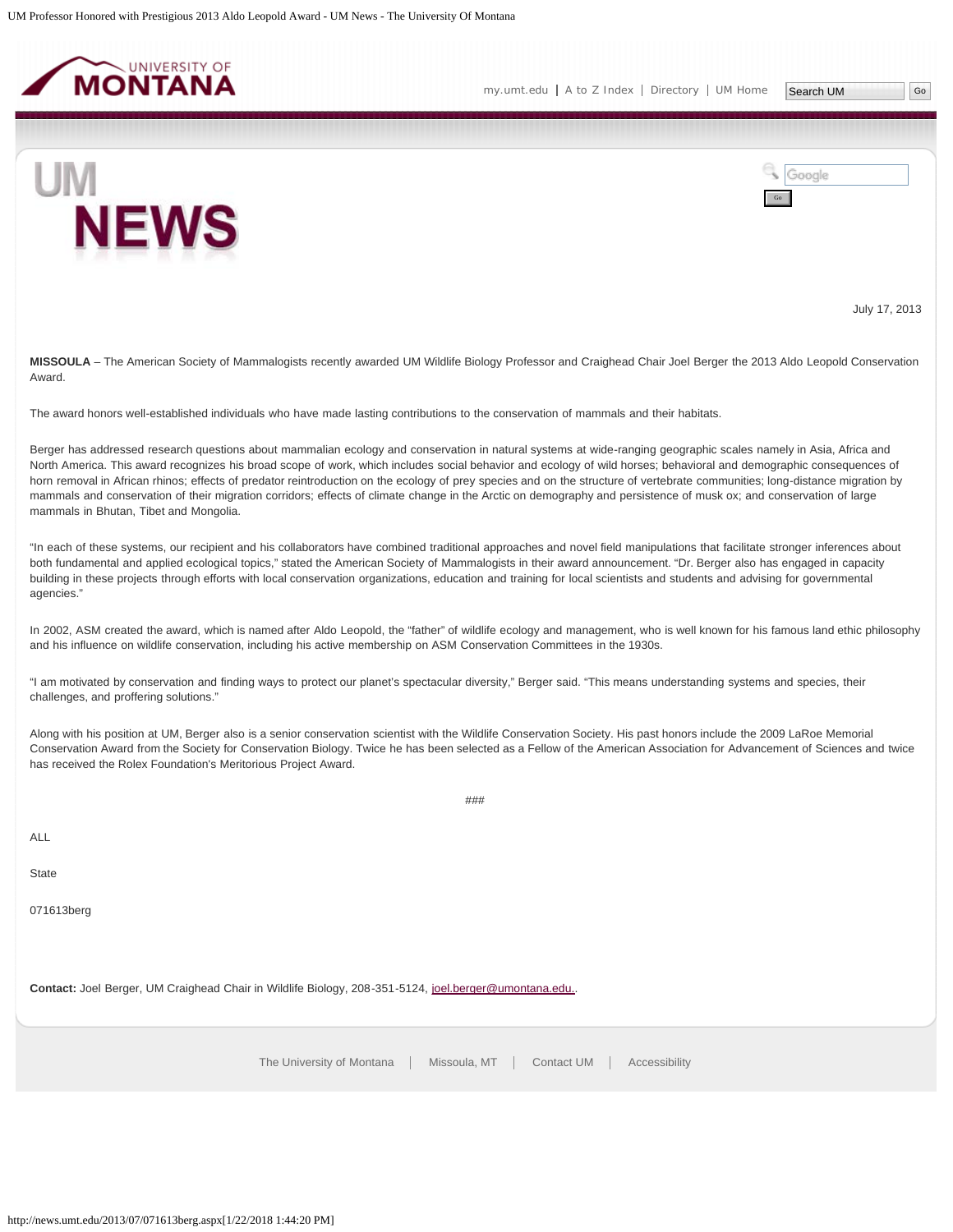July 17, 2013

**MISSOULA** – The American Society of Mammalogists recently awarded UM Wildlife Biology Professor and Craighead Chair Joel Berger the 2013 Aldo Leopold Conservation Award.

The award honors well-established individuals who have made lasting contributions to the conservation of mammals and their habitats.

Berger has addressed research questions about mammalian ecology and conservation in natural systems at wide-ranging geographic scales namely in Asia, Africa and North America. This award recognizes his broad scope of work, which includes social behavior and ecology of wild horses; behavioral and demographic consequences of horn removal in African rhinos; effects of predator reintroduction on the ecology of prey species and on the structure of vertebrate communities; long-distance migration by mammals and conservation of their migration corridors; effects of climate change in the Arctic on demography and persistence of musk ox; and conservation of large mammals in Bhutan, Tibet and Mongolia.

"In each of these systems, our recipient and his collaborators have combined traditional approaches and novel field manipulations that facilitate stronger inferences about both fundamental and applied ecological topics," stated the American Society of Mammalogists in their award announcement. "Dr. Berger also has engaged in capacity building in these projects through efforts with local conservation organizations, education and training for local scientists and students and advising for governmental agencies."

In 2002, ASM created the award, which is named after Aldo Leopold, the "father" of wildlife ecology and management, who is well known for his famous land ethic philosophy and his influence on wildlife conservation, including his active membership on ASM Conservation Committees in the 1930s.

"I am motivated by conservation and finding ways to protect our planet's spectacular diversity," Berger said. "This means understanding systems and species, their challenges, and proffering solutions."

Along with his position at UM, Berger also is a senior conservation scientist with the Wildlife Conservation Society. His past honors include the 2009 LaRoe Memorial Conservation Award from the Society for Conservation Biology. Twice he has been selected as a Fellow of the American Association for Advancement of Sciences and twice has received the Rolex Foundation's Meritorious Project Award.

###

ALL

State

071613berg

**Contact:** Joel Berger, UM Craighead Chair in Wildlife Biology, 208-351-5124, joel.berger@umontana.edu..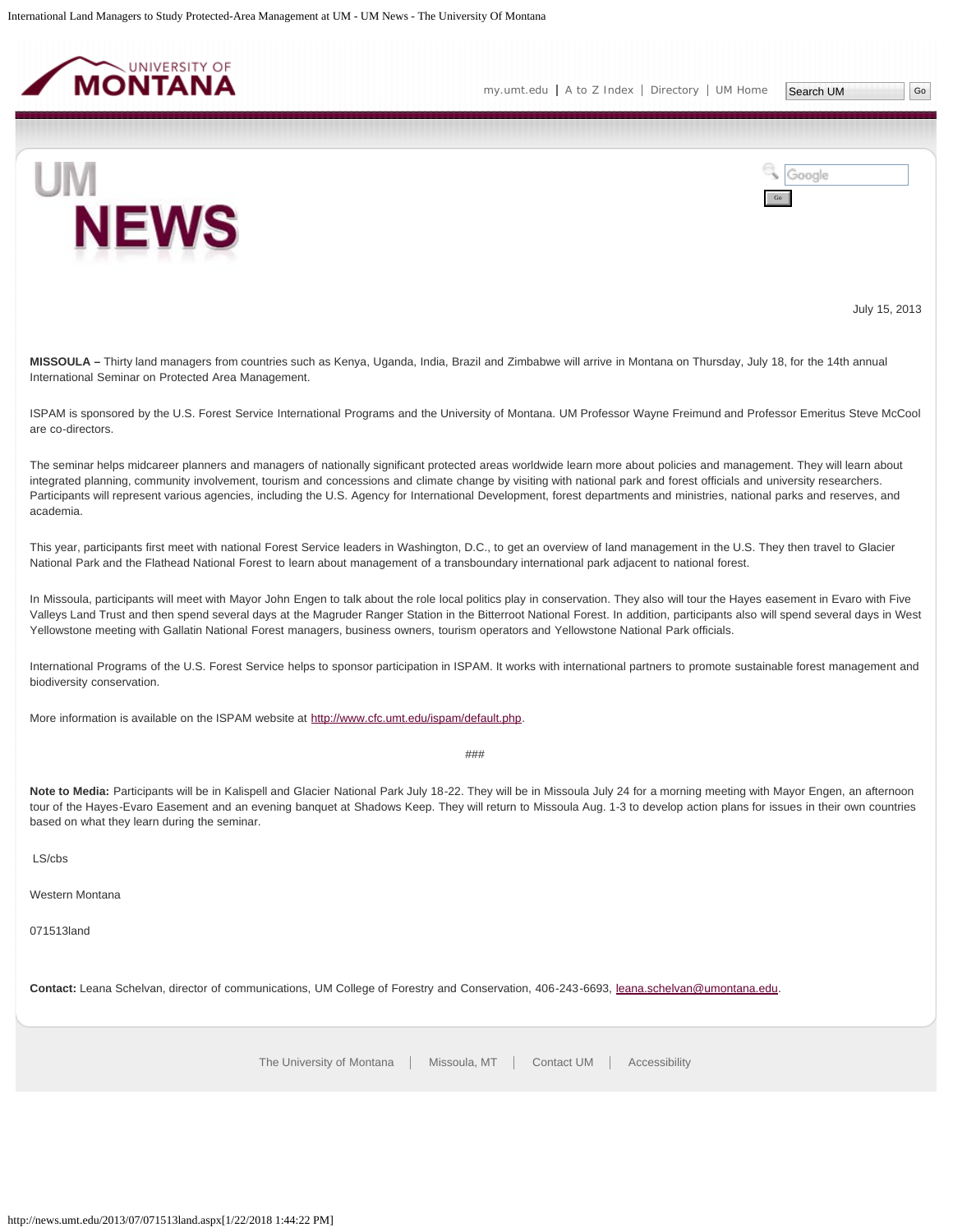July 15, 2013

**MISSOULA –** Thirty land managers from countries such as Kenya, Uganda, India, Brazil and Zimbabwe will arrive in Montana on Thursday, July 18, for the 14th annual International Seminar on Protected Area Management.

ISPAM is sponsored by the U.S. Forest Service International Programs and the University of Montana. UM Professor Wayne Freimund and Professor Emeritus Steve McCool are co-directors.

The seminar helps midcareer planners and managers of nationally significant protected areas worldwide learn more about policies and management. They will learn about integrated planning, community involvement, tourism and concessions and climate change by visiting with national park and forest officials and university researchers. Participants will represent various agencies, including the U.S. Agency for International Development, forest departments and ministries, national parks and reserves, and academia.

This year, participants first meet with national Forest Service leaders in Washington, D.C., to get an overview of land management in the U.S. They then travel to Glacier National Park and the Flathead National Forest to learn about management of a transboundary international park adjacent to national forest.

In Missoula, participants will meet with Mayor John Engen to talk about the role local politics play in conservation. They also will tour the Hayes easement in Evaro with Five Valleys Land Trust and then spend several days at the Magruder Ranger Station in the Bitterroot National Forest. In addition, participants also will spend several days in West Yellowstone meeting with Gallatin National Forest managers, business owners, tourism operators and Yellowstone National Park officials.

International Programs of the U.S. Forest Service helps to sponsor participation in ISPAM. It works with international partners to promote sustainable forest management and biodiversity conservation.

More information is available on the ISPAM website at http://www.cfc.umt.edu/ispam/default.php.

###

**Note to Media:** Participants will be in Kalispell and Glacier National Park July 18-22. They will be in Missoula July 24 for a morning meeting with Mayor Engen, an afternoon tour of the Hayes-Evaro Easement and an evening banquet at Shadows Keep. They will return to Missoula Aug. 1-3 to develop action plans for issues in their own countries based on what they learn during the seminar.

LS/cbs

Western Montana

071513land

**Contact:** Leana Schelvan, director of communications, UM College of Forestry and Conservation, 406-243-6693, leana.schelvan@umontana.edu.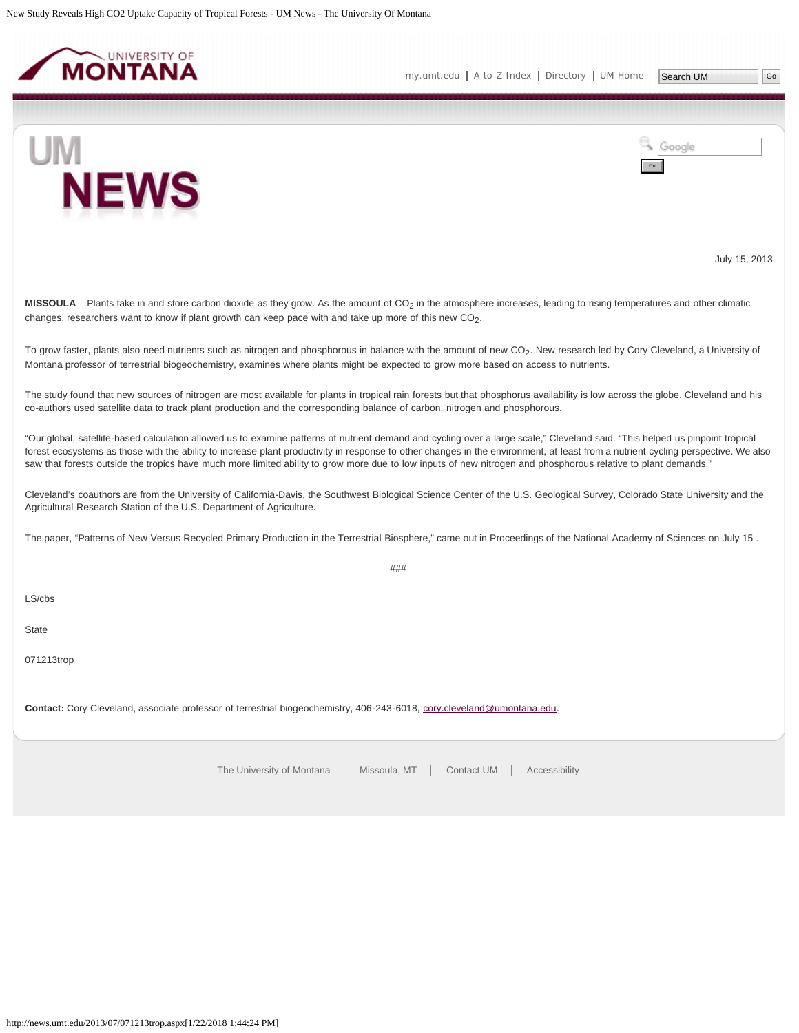July 15, 2013

**MISSOULA** – Plants take in and store carbon dioxide as they grow. As the amount of $CO_2$ in the atmosphere increases, leading to rising temperatures and other climatic changes, researchers want to know if plant growth can keep pace with and take up more of this new $CO_2$.

To grow faster, plants also need nutrients such as nitrogen and phosphorous in balance with the amount of new $CO_2$. New research led by Cory Cleveland, a University of Montana professor of terrestrial biogeochemistry, examines where plants might be expected to grow more based on access to nutrients.

The study found that new sources of nitrogen are most available for plants in tropical rain forests but that phosphorus availability is low across the globe. Cleveland and his co-authors used satellite data to track plant production and the corresponding balance of carbon, nitrogen and phosphorous.

"Our global, satellite-based calculation allowed us to examine patterns of nutrient demand and cycling over a large scale," Cleveland said. "This helped us pinpoint tropical forest ecosystems as those with the ability to increase plant productivity in response to other changes in the environment, at least from a nutrient cycling perspective. We also saw that forests outside the tropics have much more limited ability to grow more due to low inputs of new nitrogen and phosphorous relative to plant demands."

Cleveland's coauthors are from the University of California-Davis, the Southwest Biological Science Center of the U.S. Geological Survey, Colorado State University and the Agricultural Research Station of the U.S. Department of Agriculture.

The paper, "Patterns of New Versus Recycled Primary Production in the Terrestrial Biosphere," came out in Proceedings of the National Academy of Sciences on July 15 .

###

LS/cbs

State

071213trop

**Contact:** Cory Cleveland, associate professor of terrestrial biogeochemistry, 406-243-6018, cory.cleveland@umontana.edu.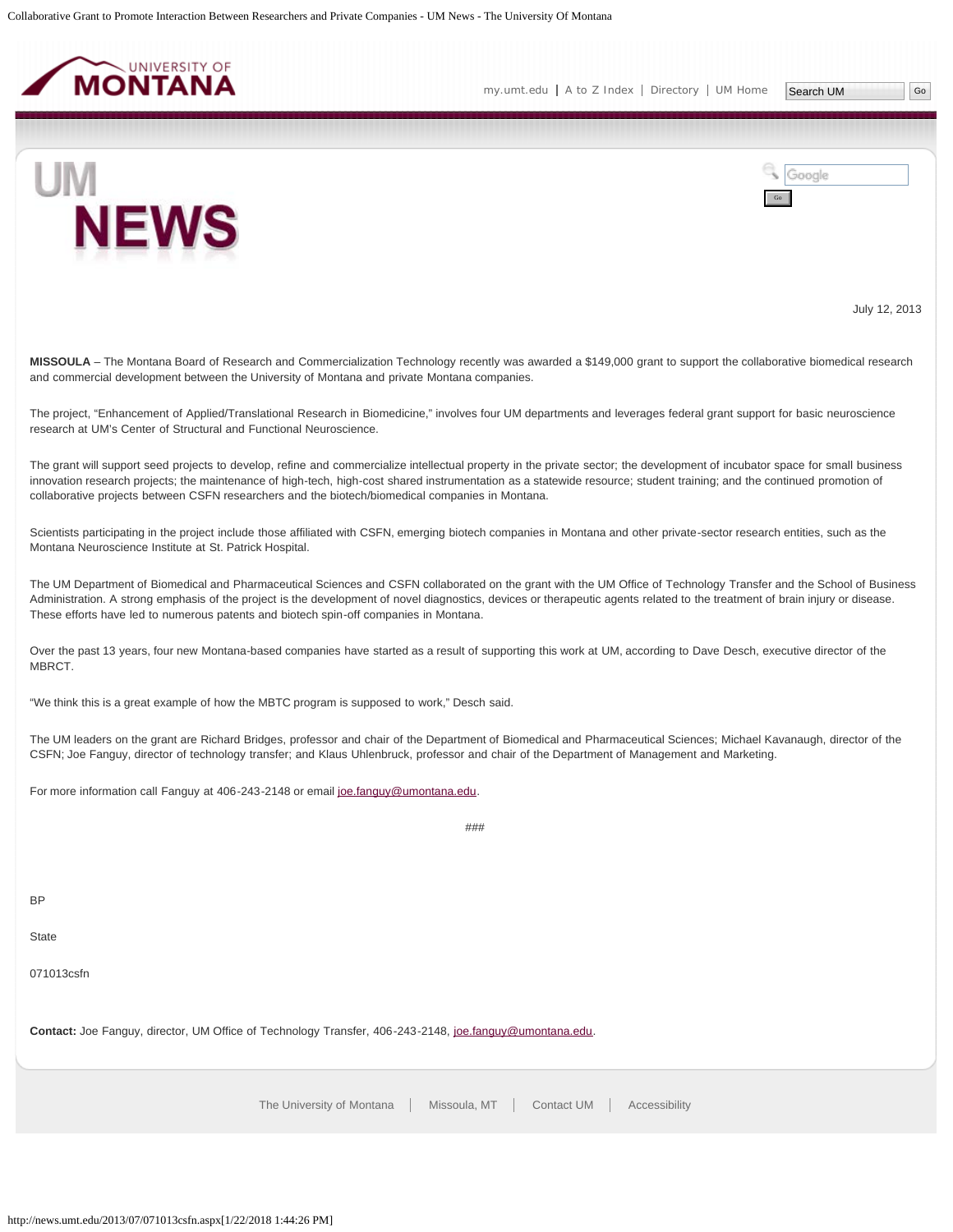July 12, 2013

**MISSOULA** – The Montana Board of Research and Commercialization Technology recently was awarded a $149,000 grant to support the collaborative biomedical research and commercial development between the University of Montana and private Montana companies.

The project, "Enhancement of Applied/Translational Research in Biomedicine," involves four UM departments and leverages federal grant support for basic neuroscience research at UM's Center of Structural and Functional Neuroscience.

The grant will support seed projects to develop, refine and commercialize intellectual property in the private sector; the development of incubator space for small business innovation research projects; the maintenance of high-tech, high-cost shared instrumentation as a statewide resource; student training; and the continued promotion of collaborative projects between CSFN researchers and the biotech/biomedical companies in Montana.

Scientists participating in the project include those affiliated with CSFN, emerging biotech companies in Montana and other private-sector research entities, such as the Montana Neuroscience Institute at St. Patrick Hospital.

The UM Department of Biomedical and Pharmaceutical Sciences and CSFN collaborated on the grant with the UM Office of Technology Transfer and the School of Business Administration. A strong emphasis of the project is the development of novel diagnostics, devices or therapeutic agents related to the treatment of brain injury or disease. These efforts have led to numerous patents and biotech spin-off companies in Montana.

Over the past 13 years, four new Montana-based companies have started as a result of supporting this work at UM, according to Dave Desch, executive director of the MBRCT.

"We think this is a great example of how the MBTC program is supposed to work," Desch said.

The UM leaders on the grant are Richard Bridges, professor and chair of the Department of Biomedical and Pharmaceutical Sciences; Michael Kavanaugh, director of the CSFN; Joe Fanguy, director of technology transfer; and Klaus Uhlenbruck, professor and chair of the Department of Management and Marketing.

For more information call Fanguy at 406-243-2148 or email joe.fanguy@umontana.edu.

###

BP

State

071013csfn

**Contact:** Joe Fanguy, director, UM Office of Technology Transfer, 406-243-2148, joe.fanguy@umontana.edu.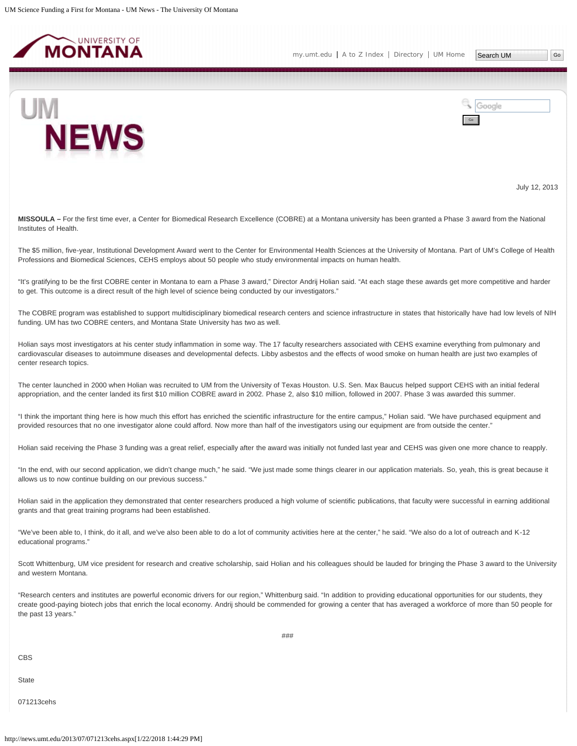July 12, 2013

**MISSOULA –** For the first time ever, a Center for Biomedical Research Excellence (COBRE) at a Montana university has been granted a Phase 3 award from the National Institutes of Health.

The $5 million, five-year, Institutional Development Award went to the Center for Environmental Health Sciences at the University of Montana. Part of UM's College of Health Professions and Biomedical Sciences, CEHS employs about 50 people who study environmental impacts on human health.

"It's gratifying to be the first COBRE center in Montana to earn a Phase 3 award," Director Andrij Holian said. "At each stage these awards get more competitive and harder to get. This outcome is a direct result of the high level of science being conducted by our investigators."

The COBRE program was established to support multidisciplinary biomedical research centers and science infrastructure in states that historically have had low levels of NIH funding. UM has two COBRE centers, and Montana State University has two as well.

Holian says most investigators at his center study inflammation in some way. The 17 faculty researchers associated with CEHS examine everything from pulmonary and cardiovascular diseases to autoimmune diseases and developmental defects. Libby asbestos and the effects of wood smoke on human health are just two examples of center research topics.

The center launched in 2000 when Holian was recruited to UM from the University of Texas Houston. U.S. Sen. Max Baucus helped support CEHS with an initial federal appropriation, and the center landed its first $10 million COBRE award in 2002. Phase 2, also $10 million, followed in 2007. Phase 3 was awarded this summer.

"I think the important thing here is how much this effort has enriched the scientific infrastructure for the entire campus," Holian said. "We have purchased equipment and provided resources that no one investigator alone could afford. Now more than half of the investigators using our equipment are from outside the center."

Holian said receiving the Phase 3 funding was a great relief, especially after the award was initially not funded last year and CEHS was given one more chance to reapply.

"In the end, with our second application, we didn't change much," he said. "We just made some things clearer in our application materials. So, yeah, this is great because it allows us to now continue building on our previous success."

Holian said in the application they demonstrated that center researchers produced a high volume of scientific publications, that faculty were successful in earning additional grants and that great training programs had been established.

"We've been able to, I think, do it all, and we've also been able to do a lot of community activities here at the center," he said. "We also do a lot of outreach and K-12 educational programs."

Scott Whittenburg, UM vice president for research and creative scholarship, said Holian and his colleagues should be lauded for bringing the Phase 3 award to the University and western Montana.

"Research centers and institutes are powerful economic drivers for our region," Whittenburg said. "In addition to providing educational opportunities for our students, they create good-paying biotech jobs that enrich the local economy. Andrij should be commended for growing a center that has averaged a workforce of more than 50 people for the past 13 years."

###

CBS

State

071213cehs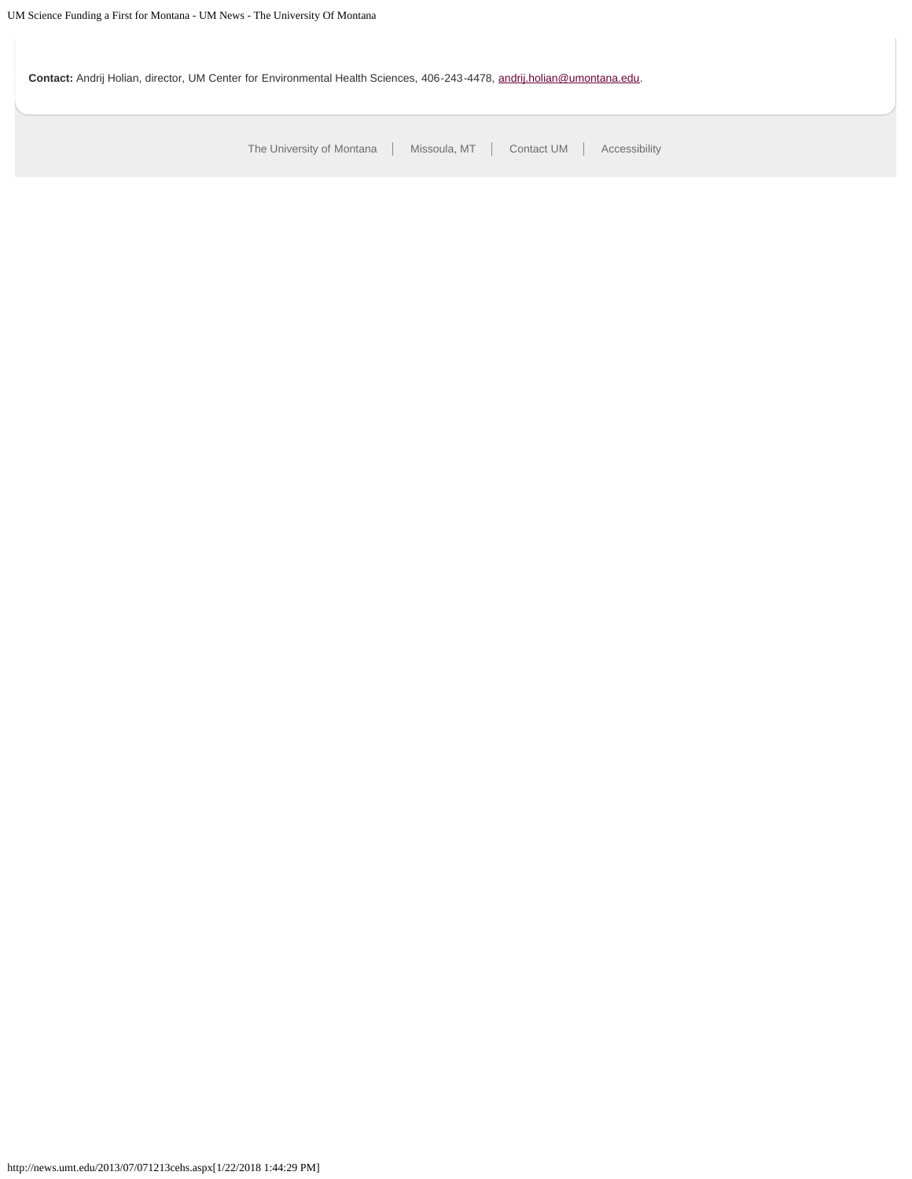**Contact:** Andrij Holian, director, UM Center for Environmental Health Sciences, 406-243-4478, andrij.holian@umontana.edu.

The University of Montana | Missoula, MT | Contact UM | Accessibility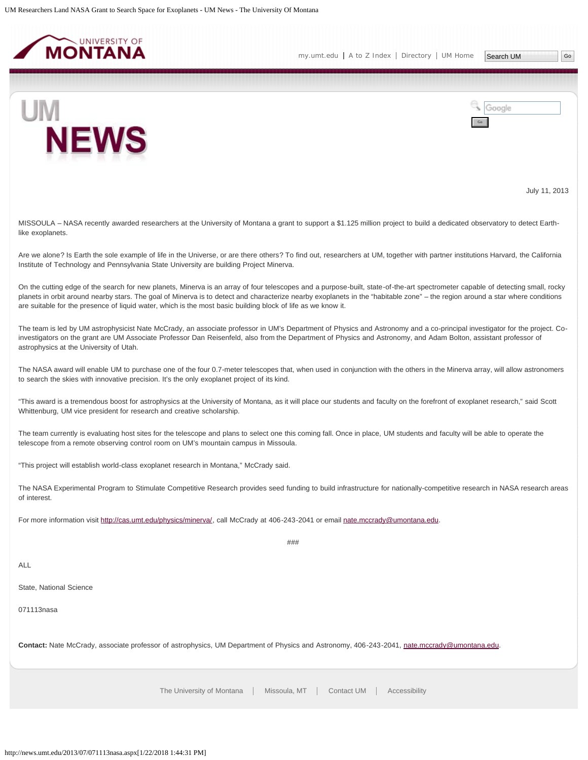July 11, 2013

MISSOULA – NASA recently awarded researchers at the University of Montana a grant to support a $1.125 million project to build a dedicated observatory to detect Earth-like exoplanets.

Are we alone? Is Earth the sole example of life in the Universe, or are there others? To find out, researchers at UM, together with partner institutions Harvard, the California Institute of Technology and Pennsylvania State University are building Project Minerva.

On the cutting edge of the search for new planets, Minerva is an array of four telescopes and a purpose-built, state-of-the-art spectrometer capable of detecting small, rocky planets in orbit around nearby stars. The goal of Minerva is to detect and characterize nearby exoplanets in the "habitable zone" – the region around a star where conditions are suitable for the presence of liquid water, which is the most basic building block of life as we know it.

The team is led by UM astrophysicist Nate McCrady, an associate professor in UM's Department of Physics and Astronomy and a co-principal investigator for the project. Co-investigators on the grant are UM Associate Professor Dan Reisenfeld, also from the Department of Physics and Astronomy, and Adam Bolton, assistant professor of astrophysics at the University of Utah.

The NASA award will enable UM to purchase one of the four 0.7-meter telescopes that, when used in conjunction with the others in the Minerva array, will allow astronomers to search the skies with innovative precision. It's the only exoplanet project of its kind.

"This award is a tremendous boost for astrophysics at the University of Montana, as it will place our students and faculty on the forefront of exoplanet research," said Scott Whittenburg, UM vice president for research and creative scholarship.

The team currently is evaluating host sites for the telescope and plans to select one this coming fall. Once in place, UM students and faculty will be able to operate the telescope from a remote observing control room on UM's mountain campus in Missoula.

"This project will establish world-class exoplanet research in Montana," McCrady said.

The NASA Experimental Program to Stimulate Competitive Research provides seed funding to build infrastructure for nationally-competitive research in NASA research areas of interest.

For more information visit http://cas.umt.edu/physics/minerva/, call McCrady at 406-243-2041 or email nate.mccrady@umontana.edu.

###

ALL

State, National Science

071113nasa

**Contact:** Nate McCrady, associate professor of astrophysics, UM Department of Physics and Astronomy, 406-243-2041, nate.mccrady@umontana.edu.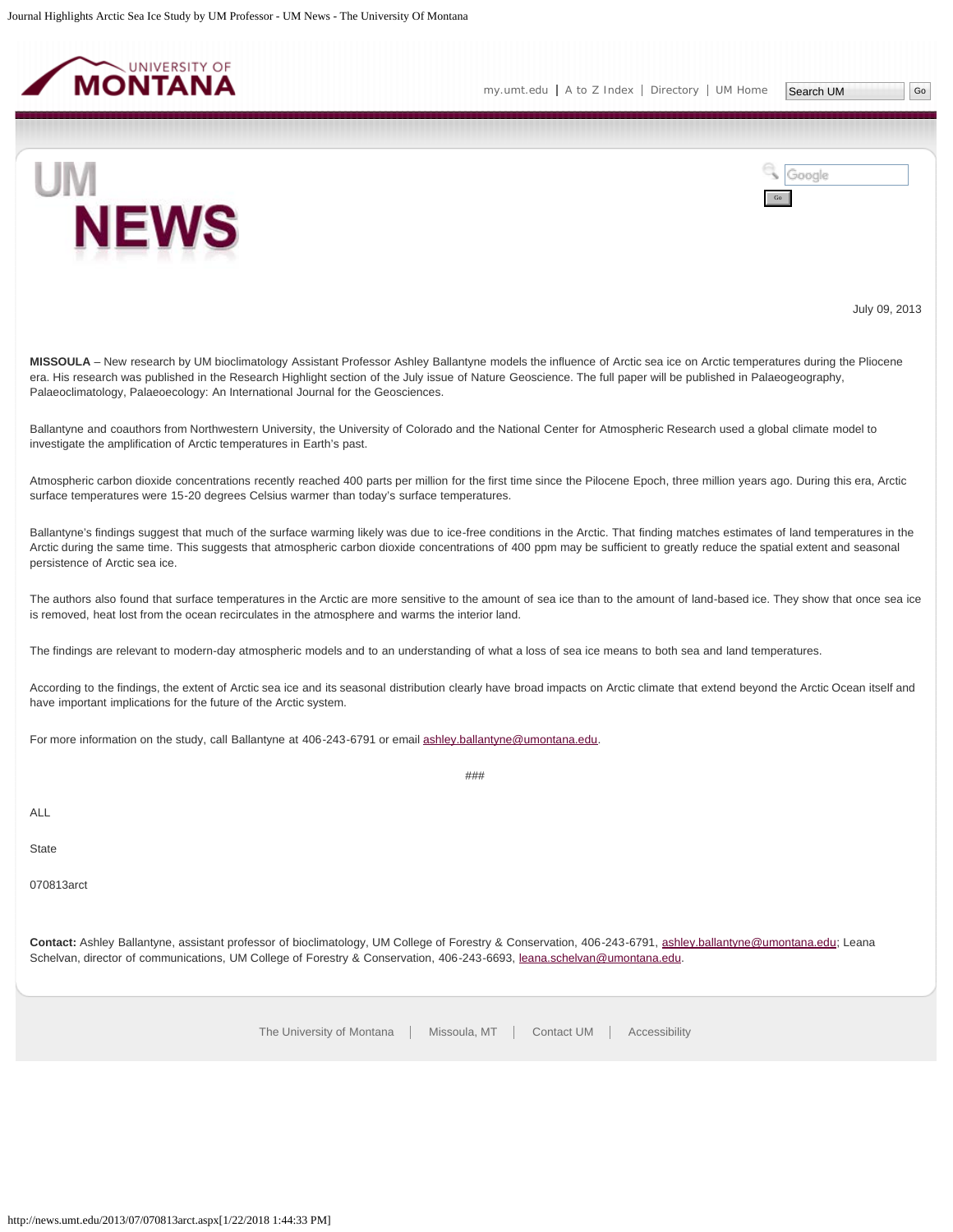July 09, 2013

**MISSOULA** – New research by UM bioclimatology Assistant Professor Ashley Ballantyne models the influence of Arctic sea ice on Arctic temperatures during the Pliocene era. His research was published in the Research Highlight section of the July issue of Nature Geoscience. The full paper will be published in Palaeogeography, Palaeoclimatology, Palaeoecology: An International Journal for the Geosciences.

Ballantyne and coauthors from Northwestern University, the University of Colorado and the National Center for Atmospheric Research used a global climate model to investigate the amplification of Arctic temperatures in Earth's past.

Atmospheric carbon dioxide concentrations recently reached 400 parts per million for the first time since the Pilocene Epoch, three million years ago. During this era, Arctic surface temperatures were 15-20 degrees Celsius warmer than today's surface temperatures.

Ballantyne's findings suggest that much of the surface warming likely was due to ice-free conditions in the Arctic. That finding matches estimates of land temperatures in the Arctic during the same time. This suggests that atmospheric carbon dioxide concentrations of 400 ppm may be sufficient to greatly reduce the spatial extent and seasonal persistence of Arctic sea ice.

The authors also found that surface temperatures in the Arctic are more sensitive to the amount of sea ice than to the amount of land-based ice. They show that once sea ice is removed, heat lost from the ocean recirculates in the atmosphere and warms the interior land.

The findings are relevant to modern-day atmospheric models and to an understanding of what a loss of sea ice means to both sea and land temperatures.

According to the findings, the extent of Arctic sea ice and its seasonal distribution clearly have broad impacts on Arctic climate that extend beyond the Arctic Ocean itself and have important implications for the future of the Arctic system.

For more information on the study, call Ballantyne at 406-243-6791 or email ashley.ballantyne@umontana.edu.

###

ALL

State

070813arct

**Contact:** Ashley Ballantyne, assistant professor of bioclimatology, UM College of Forestry & Conservation, 406-243-6791, ashley.ballantyne@umontana.edu; Leana Schelvan, director of communications, UM College of Forestry & Conservation, 406-243-6693, leana.schelvan@umontana.edu.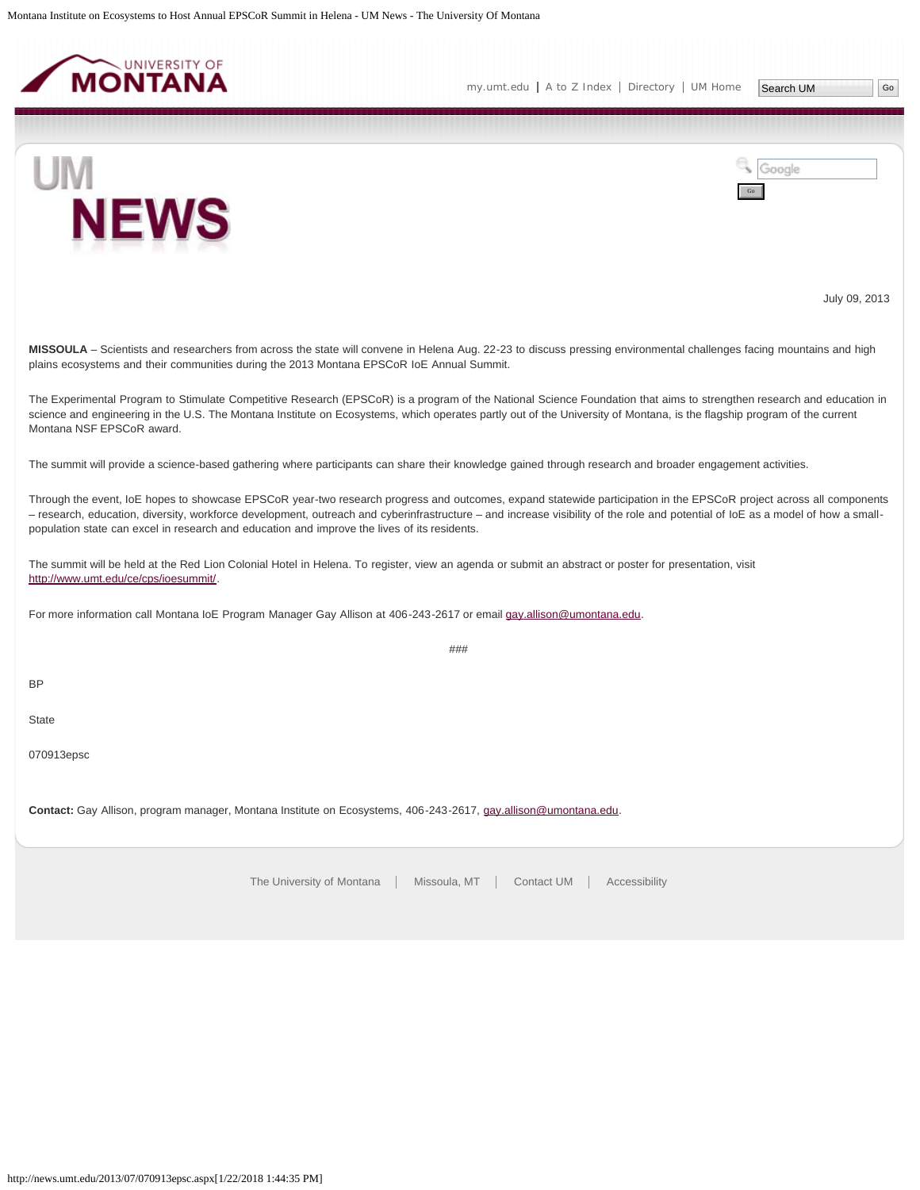July 09, 2013

**MISSOULA** – Scientists and researchers from across the state will convene in Helena Aug. 22-23 to discuss pressing environmental challenges facing mountains and high plains ecosystems and their communities during the 2013 Montana EPSCoR IoE Annual Summit.

The Experimental Program to Stimulate Competitive Research (EPSCoR) is a program of the National Science Foundation that aims to strengthen research and education in science and engineering in the U.S. The Montana Institute on Ecosystems, which operates partly out of the University of Montana, is the flagship program of the current Montana NSF EPSCoR award.

The summit will provide a science-based gathering where participants can share their knowledge gained through research and broader engagement activities.

Through the event, IoE hopes to showcase EPSCoR year-two research progress and outcomes, expand statewide participation in the EPSCoR project across all components – research, education, diversity, workforce development, outreach and cyberinfrastructure – and increase visibility of the role and potential of IoE as a model of how a small-population state can excel in research and education and improve the lives of its residents.

The summit will be held at the Red Lion Colonial Hotel in Helena. To register, view an agenda or submit an abstract or poster for presentation, visit http://www.umt.edu/ce/cps/ioesummit/.

For more information call Montana IoE Program Manager Gay Allison at 406-243-2617 or email gay.allison@umontana.edu.

###

BP

State

070913epsc

**Contact:** Gay Allison, program manager, Montana Institute on Ecosystems, 406-243-2617, gay.allison@umontana.edu.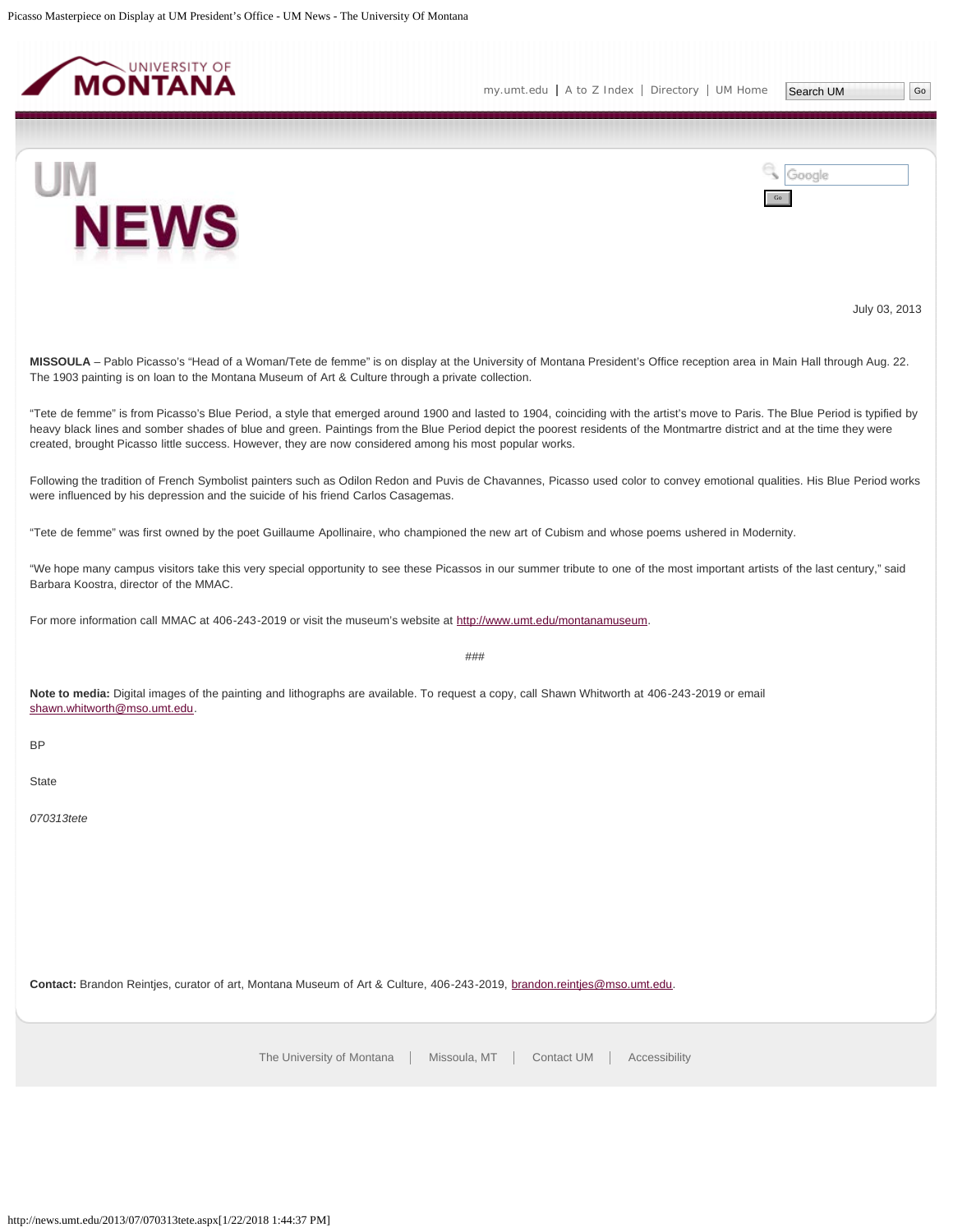July 03, 2013

**MISSOULA** – Pablo Picasso's "Head of a Woman/Tete de femme" is on display at the University of Montana President's Office reception area in Main Hall through Aug. 22. The 1903 painting is on loan to the Montana Museum of Art & Culture through a private collection.

"Tete de femme" is from Picasso's Blue Period, a style that emerged around 1900 and lasted to 1904, coinciding with the artist's move to Paris. The Blue Period is typified by heavy black lines and somber shades of blue and green. Paintings from the Blue Period depict the poorest residents of the Montmartre district and at the time they were created, brought Picasso little success. However, they are now considered among his most popular works.

Following the tradition of French Symbolist painters such as Odilon Redon and Puvis de Chavannes, Picasso used color to convey emotional qualities. His Blue Period works were influenced by his depression and the suicide of his friend Carlos Casagemas.

"Tete de femme" was first owned by the poet Guillaume Apollinaire, who championed the new art of Cubism and whose poems ushered in Modernity.

"We hope many campus visitors take this very special opportunity to see these Picassos in our summer tribute to one of the most important artists of the last century," said Barbara Koostra, director of the MMAC.

For more information call MMAC at 406-243-2019 or visit the museum's website at http://www.umt.edu/montanamuseum.

###

**Note to media:** Digital images of the painting and lithographs are available. To request a copy, call Shawn Whitworth at 406-243-2019 or email shawn.whitworth@mso.umt.edu.

BP

State

*070313tete*

**Contact:** Brandon Reintjes, curator of art, Montana Museum of Art & Culture, 406-243-2019, brandon.reintjes@mso.umt.edu.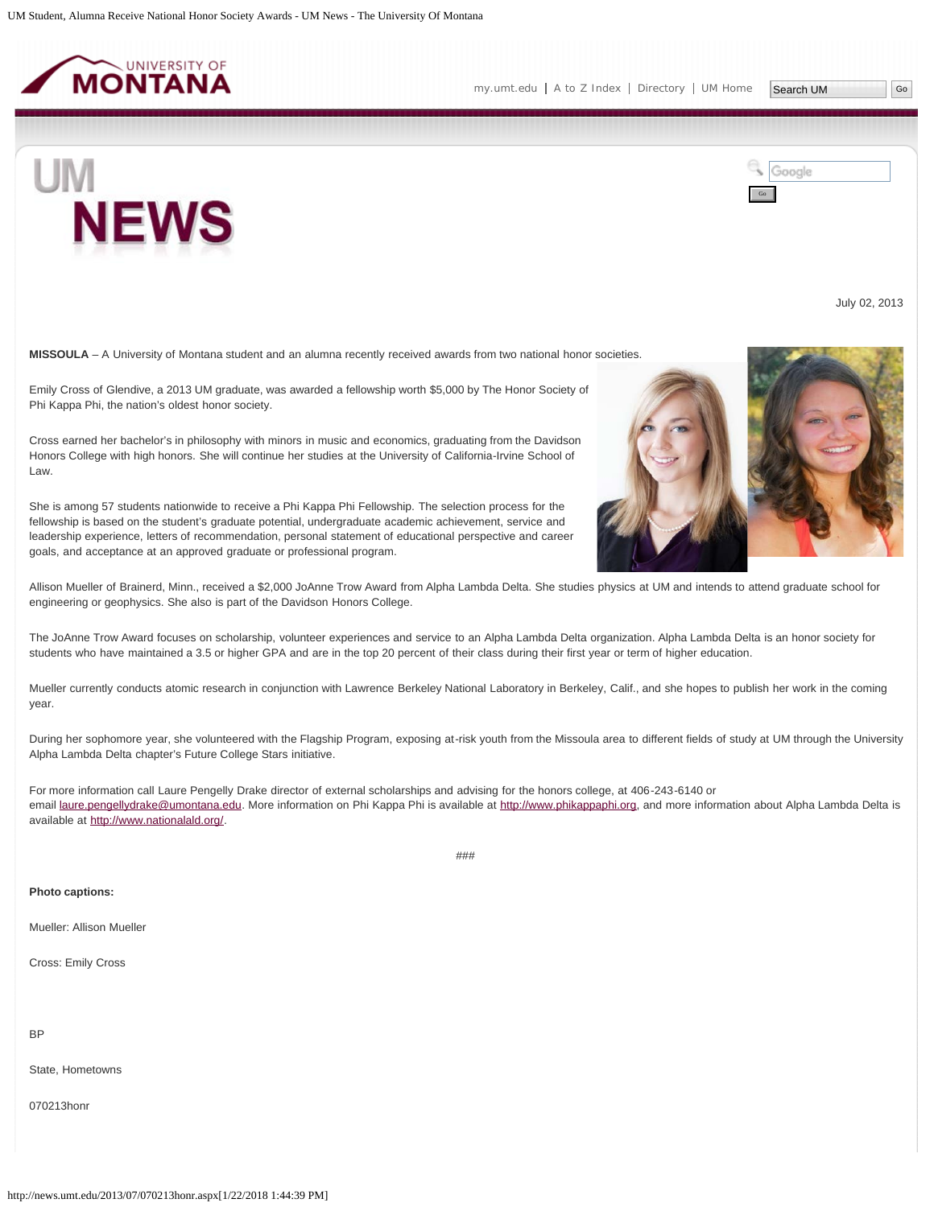July 02, 2013

**MISSOULA** – A University of Montana student and an alumna recently received awards from two national honor societies.

Emily Cross of Glendive, a 2013 UM graduate, was awarded a fellowship worth $5,000 by The Honor Society of Phi Kappa Phi, the nation's oldest honor society.

Cross earned her bachelor's in philosophy with minors in music and economics, graduating from the Davidson Honors College with high honors. She will continue her studies at the University of California-Irvine School of Law.

She is among 57 students nationwide to receive a Phi Kappa Phi Fellowship. The selection process for the fellowship is based on the student's graduate potential, undergraduate academic achievement, service and leadership experience, letters of recommendation, personal statement of educational perspective and career goals, and acceptance at an approved graduate or professional program.

Allison Mueller of Brainerd, Minn., received a $2,000 JoAnne Trow Award from Alpha Lambda Delta. She studies physics at UM and intends to attend graduate school for engineering or geophysics. She also is part of the Davidson Honors College.

The JoAnne Trow Award focuses on scholarship, volunteer experiences and service to an Alpha Lambda Delta organization. Alpha Lambda Delta is an honor society for students who have maintained a 3.5 or higher GPA and are in the top 20 percent of their class during their first year or term of higher education.

Mueller currently conducts atomic research in conjunction with Lawrence Berkeley National Laboratory in Berkeley, Calif., and she hopes to publish her work in the coming year.

During her sophomore year, she volunteered with the Flagship Program, exposing at-risk youth from the Missoula area to different fields of study at UM through the University Alpha Lambda Delta chapter's Future College Stars initiative.

For more information call Laure Pengelly Drake director of external scholarships and advising for the honors college, at 406-243-6140 or email laure.pengellydrake@umontana.edu. More information on Phi Kappa Phi is available at http://www.phikappaphi.org, and more information about Alpha Lambda Delta is available at http://www.nationalald.org/.

###

**Photo captions:**

Mueller: Allison Mueller

Cross: Emily Cross

BP

State, Hometowns

070213honr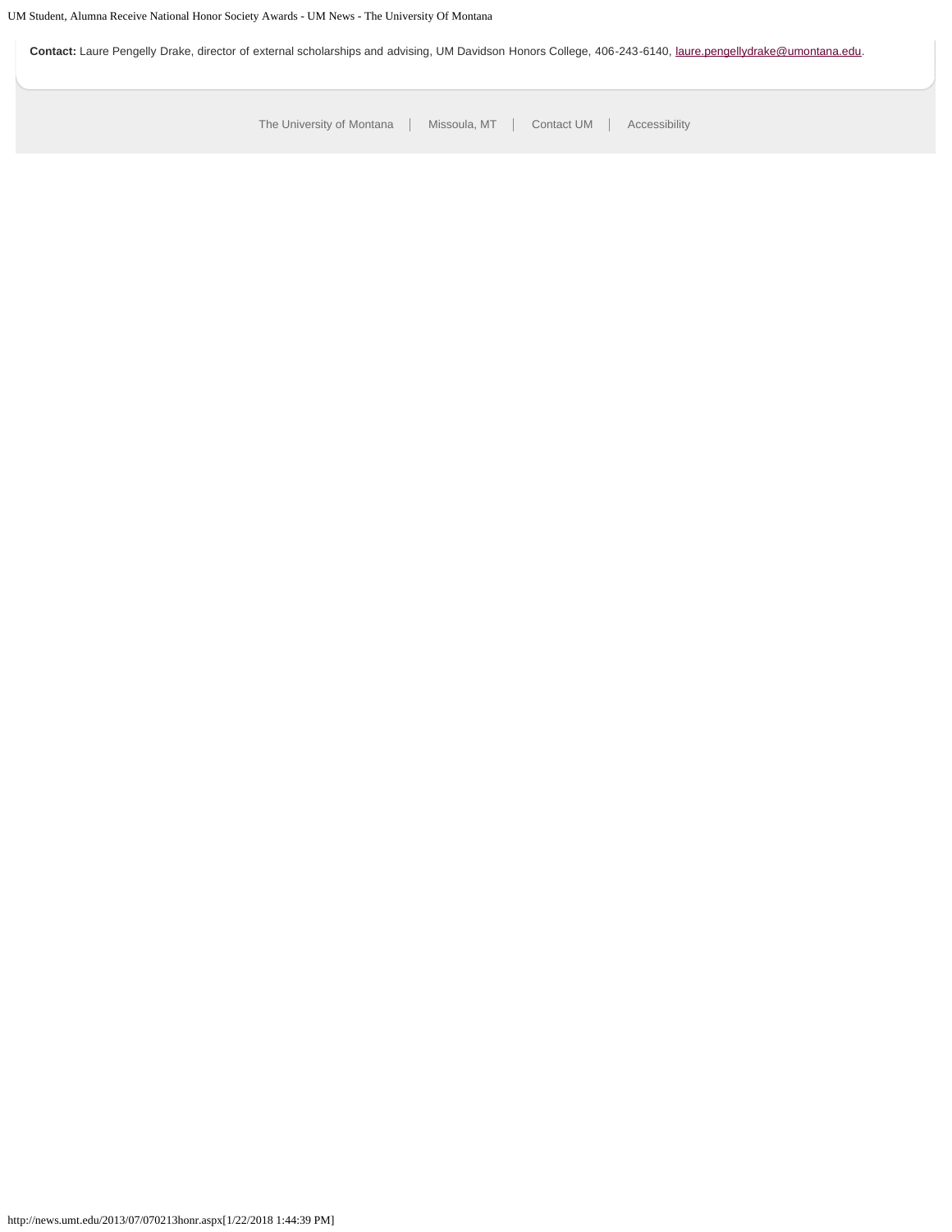**Contact:** Laure Pengelly Drake, director of external scholarships and advising, UM Davidson Honors College, 406-243-6140, laure.pengellydrake@umontana.edu.

The University of Montana | Missoula, MT | Contact UM | Accessibility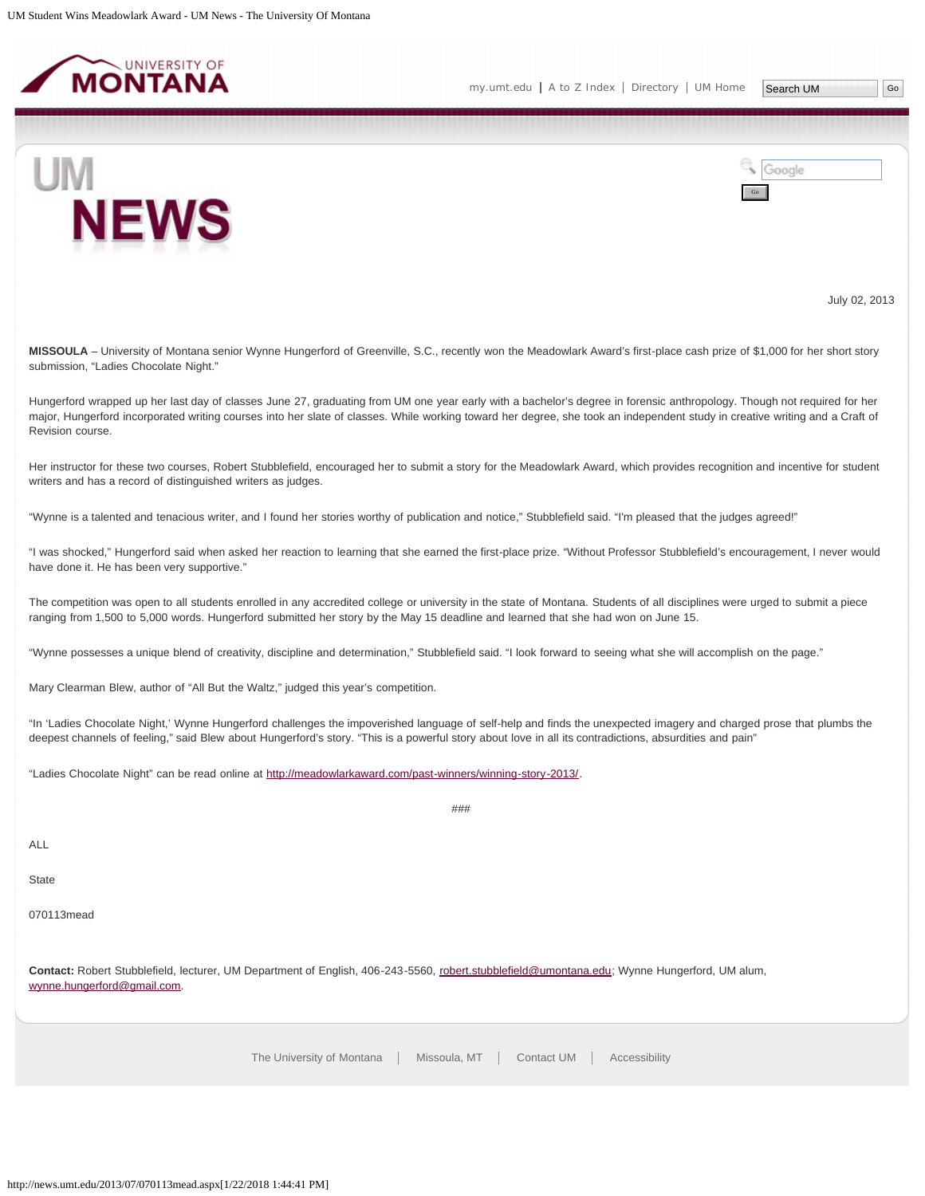July 02, 2013

**MISSOULA** – University of Montana senior Wynne Hungerford of Greenville, S.C., recently won the Meadowlark Award's first-place cash prize of $1,000 for her short story submission, "Ladies Chocolate Night."

Hungerford wrapped up her last day of classes June 27, graduating from UM one year early with a bachelor's degree in forensic anthropology. Though not required for her major, Hungerford incorporated writing courses into her slate of classes. While working toward her degree, she took an independent study in creative writing and a Craft of Revision course.

Her instructor for these two courses, Robert Stubblefield, encouraged her to submit a story for the Meadowlark Award, which provides recognition and incentive for student writers and has a record of distinguished writers as judges.

"Wynne is a talented and tenacious writer, and I found her stories worthy of publication and notice," Stubblefield said. "I'm pleased that the judges agreed!"

"I was shocked," Hungerford said when asked her reaction to learning that she earned the first-place prize. "Without Professor Stubblefield's encouragement, I never would have done it. He has been very supportive."

The competition was open to all students enrolled in any accredited college or university in the state of Montana. Students of all disciplines were urged to submit a piece ranging from 1,500 to 5,000 words. Hungerford submitted her story by the May 15 deadline and learned that she had won on June 15.

"Wynne possesses a unique blend of creativity, discipline and determination," Stubblefield said. "I look forward to seeing what she will accomplish on the page."

Mary Clearman Blew, author of "All But the Waltz," judged this year's competition.

"In 'Ladies Chocolate Night,' Wynne Hungerford challenges the impoverished language of self-help and finds the unexpected imagery and charged prose that plumbs the deepest channels of feeling," said Blew about Hungerford's story. "This is a powerful story about love in all its contradictions, absurdities and pain"

"Ladies Chocolate Night" can be read online at http://meadowlarkaward.com/past-winners/winning-story-2013/.

###

ALL

State

070113mead

**Contact:** Robert Stubblefield, lecturer, UM Department of English, 406-243-5560, robert.stubblefield@umontana.edu; Wynne Hungerford, UM alum, wynne.hungerford@gmail.com.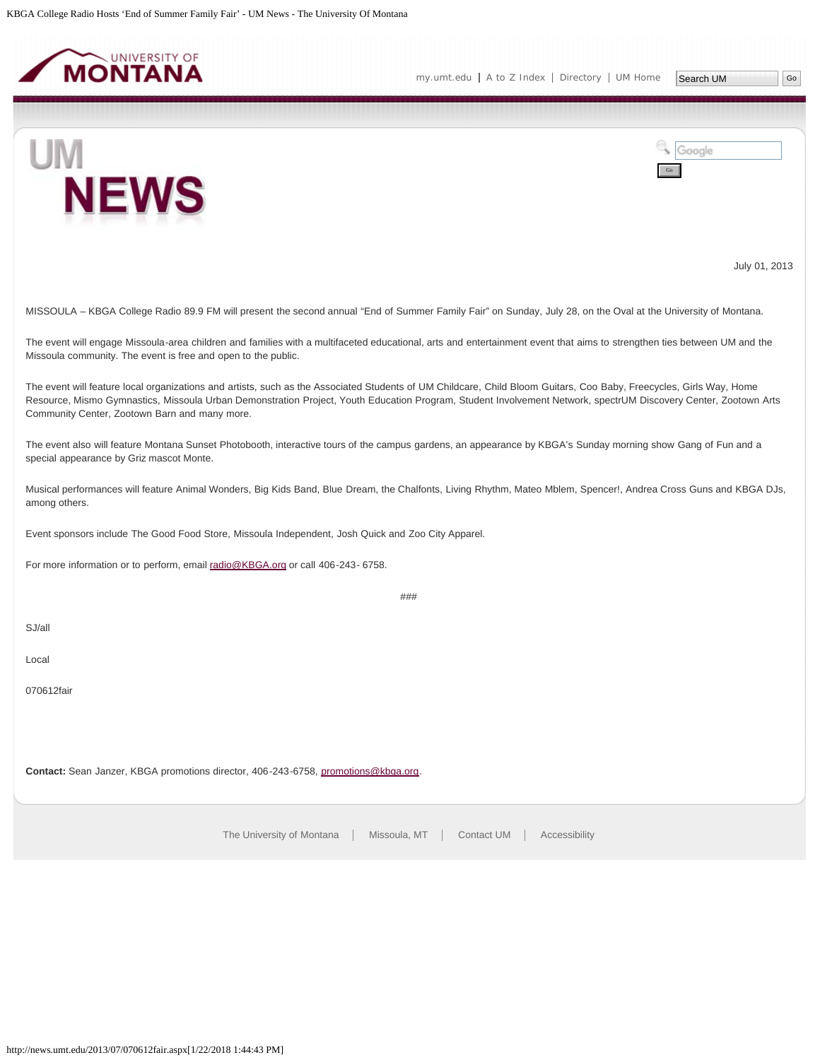July 01, 2013

MISSOULA – KBGA College Radio 89.9 FM will present the second annual "End of Summer Family Fair" on Sunday, July 28, on the Oval at the University of Montana.

The event will engage Missoula-area children and families with a multifaceted educational, arts and entertainment event that aims to strengthen ties between UM and the Missoula community. The event is free and open to the public.

The event will feature local organizations and artists, such as the Associated Students of UM Childcare, Child Bloom Guitars, Coo Baby, Freecycles, Girls Way, Home Resource, Mismo Gymnastics, Missoula Urban Demonstration Project, Youth Education Program, Student Involvement Network, spectrUM Discovery Center, Zootown Arts Community Center, Zootown Barn and many more.

The event also will feature Montana Sunset Photobooth, interactive tours of the campus gardens, an appearance by KBGA's Sunday morning show Gang of Fun and a special appearance by Griz mascot Monte.

Musical performances will feature Animal Wonders, Big Kids Band, Blue Dream, the Chalfonts, Living Rhythm, Mateo Mblem, Spencer!, Andrea Cross Guns and KBGA DJs, among others.

Event sponsors include The Good Food Store, Missoula Independent, Josh Quick and Zoo City Apparel.

For more information or to perform, email radio@KBGA.org or call 406-243- 6758.

###

SJ/all

Local

070612fair

**Contact:** Sean Janzer, KBGA promotions director, 406-243-6758, promotions@kbga.org.